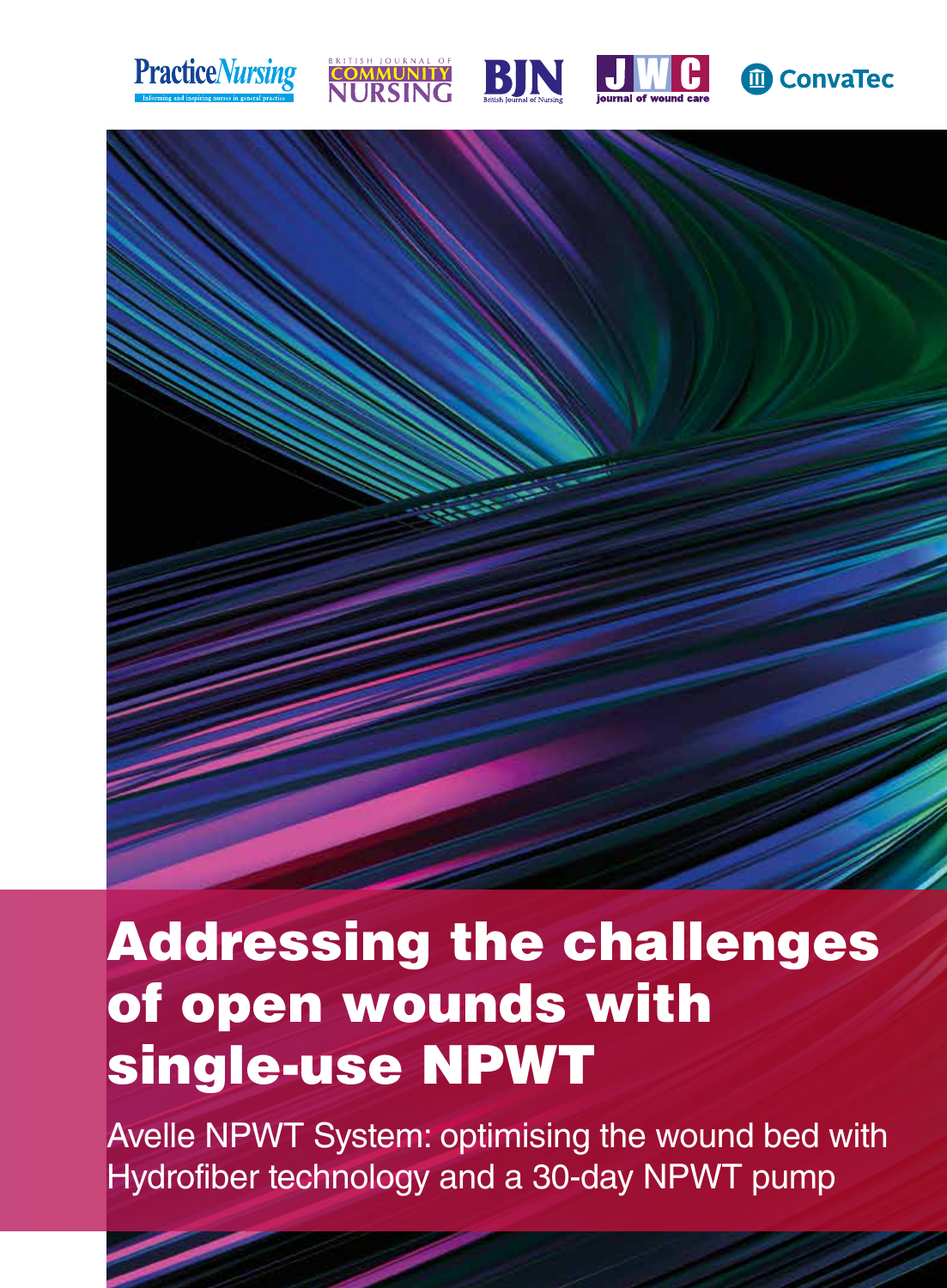Practice Nursing

British Journal of Community Nursing

BJN

JWC

ConvaTec

# Addressing the challenges of open wounds with single-use NPWT

Avelle NPWT System: optimising the wound bed with Hydrofiber technology and a 30-day NPWT pump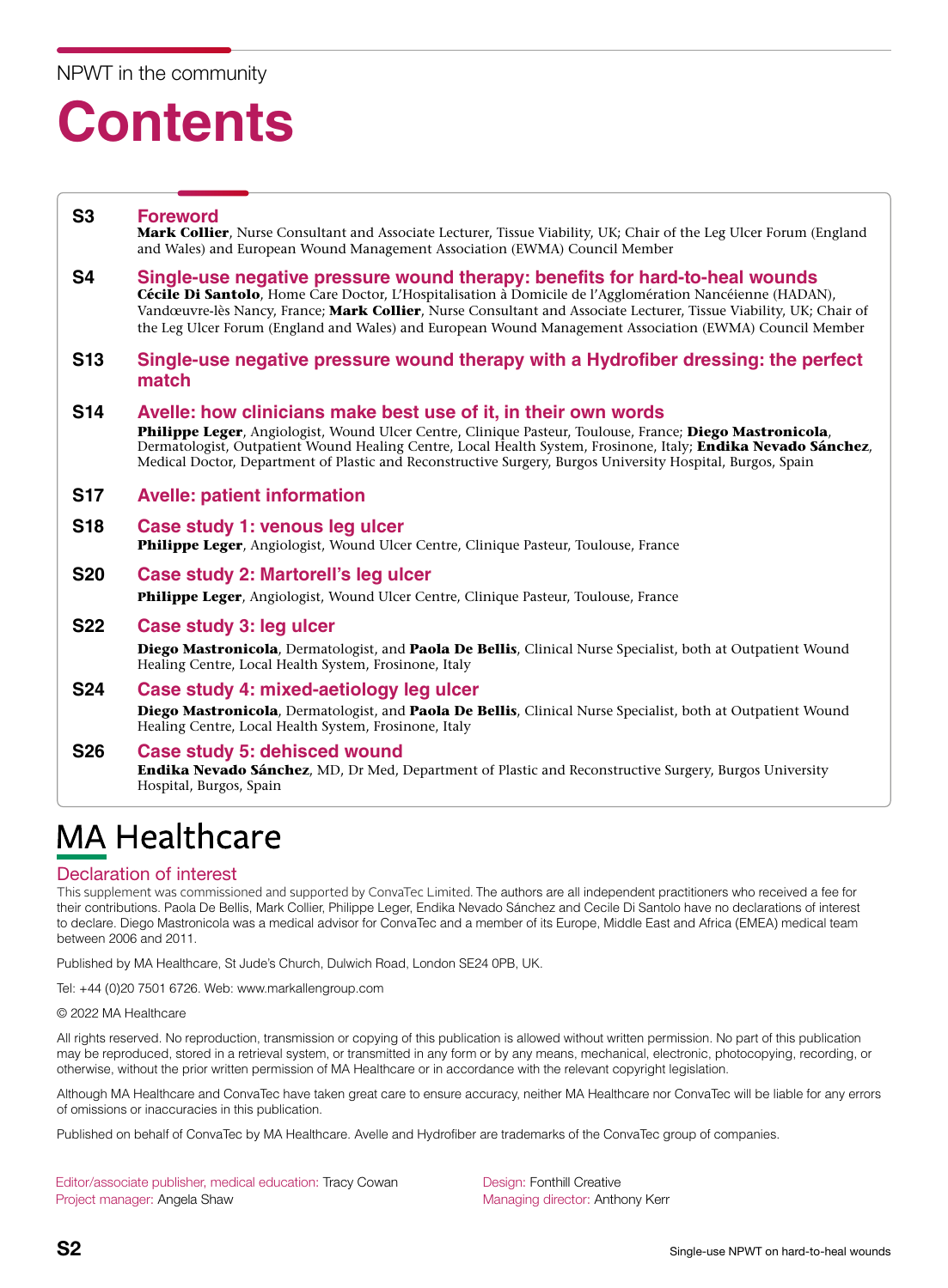NPWT in the community

# Contents

**S3** **Foreword**
**Mark Collier**, Nurse Consultant and Associate Lecturer, Tissue Viability, UK; Chair of the Leg Ulcer Forum (England and Wales) and European Wound Management Association (EWMA) Council Member

**S4** **Single-use negative pressure wound therapy: benefits for hard-to-heal wounds**
**Cécile Di Santolo**, Home Care Doctor, L'Hospitalisation à Domicile de l'Agglomération Nancéienne (HADAN), Vandœuvre-lès Nancy, France; **Mark Collier**, Nurse Consultant and Associate Lecturer, Tissue Viability, UK; Chair of the Leg Ulcer Forum (England and Wales) and European Wound Management Association (EWMA) Council Member

**S13** **Single-use negative pressure wound therapy with a Hydrofiber dressing: the perfect match**

**S14** **Avelle: how clinicians make best use of it, in their own words**
**Philippe Leger**, Angiologist, Wound Ulcer Centre, Clinique Pasteur, Toulouse, France; **Diego Mastronicola**, Dermatologist, Outpatient Wound Healing Centre, Local Health System, Frosinone, Italy; **Endika Nevado Sánchez**, Medical Doctor, Department of Plastic and Reconstructive Surgery, Burgos University Hospital, Burgos, Spain

**S17** **Avelle: patient information**

**S18** **Case study 1: venous leg ulcer**
**Philippe Leger**, Angiologist, Wound Ulcer Centre, Clinique Pasteur, Toulouse, France

**S20** **Case study 2: Martorell's leg ulcer**
**Philippe Leger**, Angiologist, Wound Ulcer Centre, Clinique Pasteur, Toulouse, France

**S22** **Case study 3: leg ulcer**
**Diego Mastronicola**, Dermatologist, and **Paola De Bellis**, Clinical Nurse Specialist, both at Outpatient Wound Healing Centre, Local Health System, Frosinone, Italy

**S24** **Case study 4: mixed-aetiology leg ulcer**
**Diego Mastronicola**, Dermatologist, and **Paola De Bellis**, Clinical Nurse Specialist, both at Outpatient Wound Healing Centre, Local Health System, Frosinone, Italy

**S26** **Case study 5: dehisced wound**
**Endika Nevado Sánchez**, MD, Dr Med, Department of Plastic and Reconstructive Surgery, Burgos University Hospital, Burgos, Spain

MA Healthcare

## Declaration of interest

This supplement was commissioned and supported by ConvaTec Limited. The authors are all independent practitioners who received a fee for their contributions. Paola De Bellis, Mark Collier, Philippe Leger, Endika Nevado Sánchez and Cecile Di Santolo have no declarations of interest to declare. Diego Mastronicola was a medical advisor for ConvaTec and a member of its Europe, Middle East and Africa (EMEA) medical team between 2006 and 2011.

Published by MA Healthcare, St Jude's Church, Dulwich Road, London SE24 0PB, UK.

Tel: +44 (0)20 7501 6726. Web: www.markallengroup.com

© 2022 MA Healthcare

All rights reserved. No reproduction, transmission or copying of this publication is allowed without written permission. No part of this publication may be reproduced, stored in a retrieval system, or transmitted in any form or by any means, mechanical, electronic, photocopying, recording, or otherwise, without the prior written permission of MA Healthcare or in accordance with the relevant copyright legislation.

Although MA Healthcare and ConvaTec have taken great care to ensure accuracy, neither MA Healthcare nor ConvaTec will be liable for any errors of omissions or inaccuracies in this publication.

Published on behalf of ConvaTec by MA Healthcare. Avelle and Hydrofiber are trademarks of the ConvaTec group of companies.

Editor/associate publisher, medical education: Tracy Cowan
Project manager: Angela Shaw
Design: Fonthill Creative
Managing director: Anthony Kerr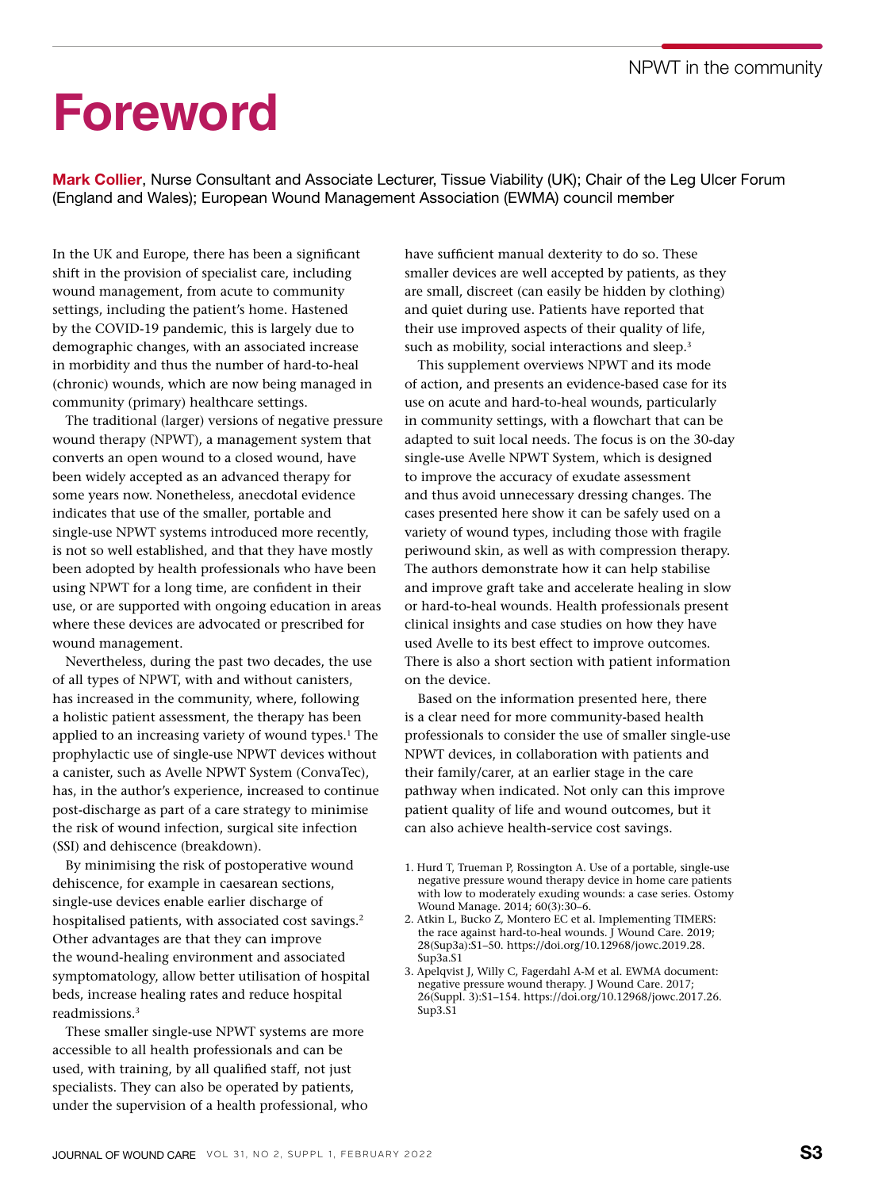# Foreword

**Mark Collier**, Nurse Consultant and Associate Lecturer, Tissue Viability (UK); Chair of the Leg Ulcer Forum (England and Wales); European Wound Management Association (EWMA) council member

In the UK and Europe, there has been a significant shift in the provision of specialist care, including wound management, from acute to community settings, including the patient's home. Hastened by the COVID-19 pandemic, this is largely due to demographic changes, with an associated increase in morbidity and thus the number of hard-to-heal (chronic) wounds, which are now being managed in community (primary) healthcare settings.

The traditional (larger) versions of negative pressure wound therapy (NPWT), a management system that converts an open wound to a closed wound, have been widely accepted as an advanced therapy for some years now. Nonetheless, anecdotal evidence indicates that use of the smaller, portable and single-use NPWT systems introduced more recently, is not so well established, and that they have mostly been adopted by health professionals who have been using NPWT for a long time, are confident in their use, or are supported with ongoing education in areas where these devices are advocated or prescribed for wound management.

Nevertheless, during the past two decades, the use of all types of NPWT, with and without canisters, has increased in the community, where, following a holistic patient assessment, the therapy has been applied to an increasing variety of wound types.[1] The prophylactic use of single-use NPWT devices without a canister, such as Avelle NPWT System (ConvaTec), has, in the author's experience, increased to continue post-discharge as part of a care strategy to minimise the risk of wound infection, surgical site infection (SSI) and dehiscence (breakdown).

By minimising the risk of postoperative wound dehiscence, for example in caesarean sections, single-use devices enable earlier discharge of hospitalised patients, with associated cost savings.[2] Other advantages are that they can improve the wound-healing environment and associated symptomatology, allow better utilisation of hospital beds, increase healing rates and reduce hospital readmissions.[3]

These smaller single-use NPWT systems are more accessible to all health professionals and can be used, with training, by all qualified staff, not just specialists. They can also be operated by patients, under the supervision of a health professional, who have sufficient manual dexterity to do so. These smaller devices are well accepted by patients, as they are small, discreet (can easily be hidden by clothing) and quiet during use. Patients have reported that their use improved aspects of their quality of life, such as mobility, social interactions and sleep.[3]

This supplement overviews NPWT and its mode of action, and presents an evidence-based case for its use on acute and hard-to-heal wounds, particularly in community settings, with a flowchart that can be adapted to suit local needs. The focus is on the 30-day single-use Avelle NPWT System, which is designed to improve the accuracy of exudate assessment and thus avoid unnecessary dressing changes. The cases presented here show it can be safely used on a variety of wound types, including those with fragile periwound skin, as well as with compression therapy. The authors demonstrate how it can help stabilise and improve graft take and accelerate healing in slow or hard-to-heal wounds. Health professionals present clinical insights and case studies on how they have used Avelle to its best effect to improve outcomes. There is also a short section with patient information on the device.

Based on the information presented here, there is a clear need for more community-based health professionals to consider the use of smaller single-use NPWT devices, in collaboration with patients and their family/carer, at an earlier stage in the care pathway when indicated. Not only can this improve patient quality of life and wound outcomes, but it can also achieve health-service cost savings.

1. Hurd T, Trueman P, Rossington A. Use of a portable, single-use negative pressure wound therapy device in home care patients with low to moderately exuding wounds: a case series. Ostomy Wound Manage. 2014; 60(3):30–6.
2. Atkin L, Bucko Z, Montero EC et al. Implementing TIMERS: the race against hard-to-heal wounds. J Wound Care. 2019; 28(Sup3a):S1–50. https://doi.org/10.12968/jowc.2019.28.Sup3a.S1
3. Apelqvist J, Willy C, Fagerdahl A-M et al. EWMA document: negative pressure wound therapy. J Wound Care. 2017; 26(Suppl. 3):S1–154. https://doi.org/10.12968/jowc.2017.26.Sup3.S1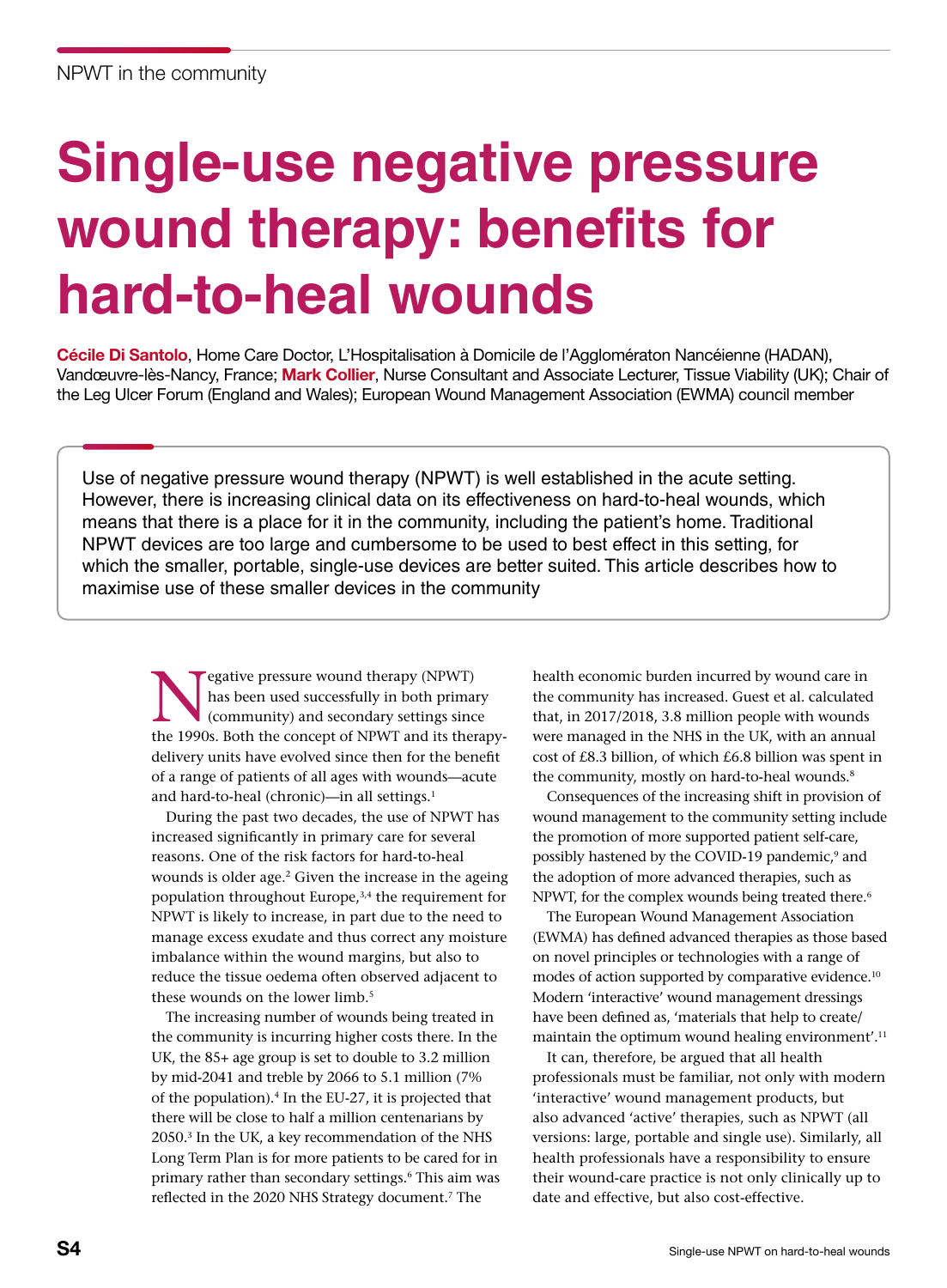NPWT in the community

# Single-use negative pressure wound therapy: benefits for hard-to-heal wounds

**Cécile Di Santolo**, Home Care Doctor, L'Hospitalisation à Domicile de l'Agglomératon Nancéienne (HADAN), Vandœuvre-lès-Nancy, France; **Mark Collier**, Nurse Consultant and Associate Lecturer, Tissue Viability (UK); Chair of the Leg Ulcer Forum (England and Wales); European Wound Management Association (EWMA) council member

Use of negative pressure wound therapy (NPWT) is well established in the acute setting. However, there is increasing clinical data on its effectiveness on hard-to-heal wounds, which means that there is a place for it in the community, including the patient's home. Traditional NPWT devices are too large and cumbersome to be used to best effect in this setting, for which the smaller, portable, single-use devices are better suited. This article describes how to maximise use of these smaller devices in the community

Negative pressure wound therapy (NPWT) has been used successfully in both primary (community) and secondary settings since the 1990s. Both the concept of NPWT and its therapy-delivery units have evolved since then for the benefit of a range of patients of all ages with wounds—acute and hard-to-heal (chronic)—in all settings.[1]

During the past two decades, the use of NPWT has increased significantly in primary care for several reasons. One of the risk factors for hard-to-heal wounds is older age.[2] Given the increase in the ageing population throughout Europe,[3,4] the requirement for NPWT is likely to increase, in part due to the need to manage excess exudate and thus correct any moisture imbalance within the wound margins, but also to reduce the tissue oedema often observed adjacent to these wounds on the lower limb.[5]

The increasing number of wounds being treated in the community is incurring higher costs there. In the UK, the 85+ age group is set to double to 3.2 million by mid-2041 and treble by 2066 to 5.1 million (7% of the population).[4] In the EU-27, it is projected that there will be close to half a million centenarians by 2050.[3] In the UK, a key recommendation of the NHS Long Term Plan is for more patients to be cared for in primary rather than secondary settings.[6] This aim was reflected in the 2020 NHS Strategy document.[7] The health economic burden incurred by wound care in the community has increased. Guest et al. calculated that, in 2017/2018, 3.8 million people with wounds were managed in the NHS in the UK, with an annual cost of £8.3 billion, of which £6.8 billion was spent in the community, mostly on hard-to-heal wounds.[8]

Consequences of the increasing shift in provision of wound management to the community setting include the promotion of more supported patient self-care, possibly hastened by the COVID-19 pandemic,[9] and the adoption of more advanced therapies, such as NPWT, for the complex wounds being treated there.[6]

The European Wound Management Association (EWMA) has defined advanced therapies as those based on novel principles or technologies with a range of modes of action supported by comparative evidence.[10] Modern 'interactive' wound management dressings have been defined as, 'materials that help to create/maintain the optimum wound healing environment'.[11]

It can, therefore, be argued that all health professionals must be familiar, not only with modern 'interactive' wound management products, but also advanced 'active' therapies, such as NPWT (all versions: large, portable and single use). Similarly, all health professionals have a responsibility to ensure their wound-care practice is not only clinically up to date and effective, but also cost-effective.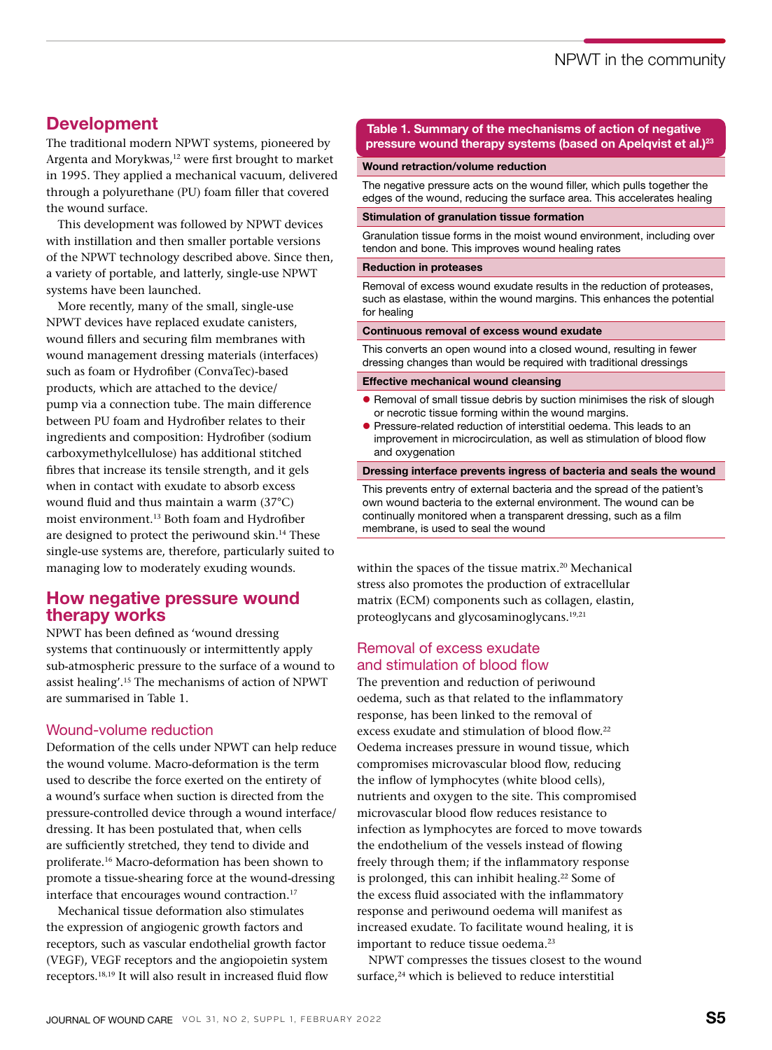## Development

The traditional modern NPWT systems, pioneered by Argenta and Morykwas,[12] were first brought to market in 1995. They applied a mechanical vacuum, delivered through a polyurethane (PU) foam filler that covered the wound surface.

This development was followed by NPWT devices with instillation and then smaller portable versions of the NPWT technology described above. Since then, a variety of portable, and latterly, single-use NPWT systems have been launched.

More recently, many of the small, single-use NPWT devices have replaced exudate canisters, wound fillers and securing film membranes with wound management dressing materials (interfaces) such as foam or Hydrofiber (ConvaTec)-based products, which are attached to the device/pump via a connection tube. The main difference between PU foam and Hydrofiber relates to their ingredients and composition: Hydrofiber (sodium carboxymethylcellulose) has additional stitched fibres that increase its tensile strength, and it gels when in contact with exudate to absorb excess wound fluid and thus maintain a warm (37°C) moist environment.[13] Both foam and Hydrofiber are designed to protect the periwound skin.[14] These single-use systems are, therefore, particularly suited to managing low to moderately exuding wounds.

## How negative pressure wound therapy works

NPWT has been defined as 'wound dressing systems that continuously or intermittently apply sub-atmospheric pressure to the surface of a wound to assist healing'.[15] The mechanisms of action of NPWT are summarised in Table 1.

### Wound-volume reduction

Deformation of the cells under NPWT can help reduce the wound volume. Macro-deformation is the term used to describe the force exerted on the entirety of a wound's surface when suction is directed from the pressure-controlled device through a wound interface/dressing. It has been postulated that, when cells are sufficiently stretched, they tend to divide and proliferate.[16] Macro-deformation has been shown to promote a tissue-shearing force at the wound-dressing interface that encourages wound contraction.[17]

Mechanical tissue deformation also stimulates the expression of angiogenic growth factors and receptors, such as vascular endothelial growth factor (VEGF), VEGF receptors and the angiopoietin system receptors.[18,19] It will also result in increased fluid flow within the spaces of the tissue matrix.[20] Mechanical stress also promotes the production of extracellular matrix (ECM) components such as collagen, elastin, proteoglycans and glycosaminoglycans.[19,21]

**Table 1. Summary of the mechanisms of action of negative pressure wound therapy systems (based on Apelqvist et al.)[23]**

| Mechanism | Description |
|---|---|
| **Wound retraction/volume reduction** | The negative pressure acts on the wound filler, which pulls together the edges of the wound, reducing the surface area. This accelerates healing |
| **Stimulation of granulation tissue formation** | Granulation tissue forms in the moist wound environment, including over tendon and bone. This improves wound healing rates |
| **Reduction in proteases** | Removal of excess wound exudate results in the reduction of proteases, such as elastase, within the wound margins. This enhances the potential for healing |
| **Continuous removal of excess wound exudate** | This converts an open wound into a closed wound, resulting in fewer dressing changes than would be required with traditional dressings |
| **Effective mechanical wound cleansing** | • Removal of small tissue debris by suction minimises the risk of slough or necrotic tissue forming within the wound margins.<br>• Pressure-related reduction of interstitial oedema. This leads to an improvement in microcirculation, as well as stimulation of blood flow and oxygenation |
| **Dressing interface prevents ingress of bacteria and seals the wound** | This prevents entry of external bacteria and the spread of the patient's own wound bacteria to the external environment. The wound can be continually monitored when a transparent dressing, such as a film membrane, is used to seal the wound |

### Removal of excess exudate and stimulation of blood flow

The prevention and reduction of periwound oedema, such as that related to the inflammatory response, has been linked to the removal of excess exudate and stimulation of blood flow.[22] Oedema increases pressure in wound tissue, which compromises microvascular blood flow, reducing the inflow of lymphocytes (white blood cells), nutrients and oxygen to the site. This compromised microvascular blood flow reduces resistance to infection as lymphocytes are forced to move towards the endothelium of the vessels instead of flowing freely through them; if the inflammatory response is prolonged, this can inhibit healing.[22] Some of the excess fluid associated with the inflammatory response and periwound oedema will manifest as increased exudate. To facilitate wound healing, it is important to reduce tissue oedema.[23]

NPWT compresses the tissues closest to the wound surface,[24] which is believed to reduce interstitial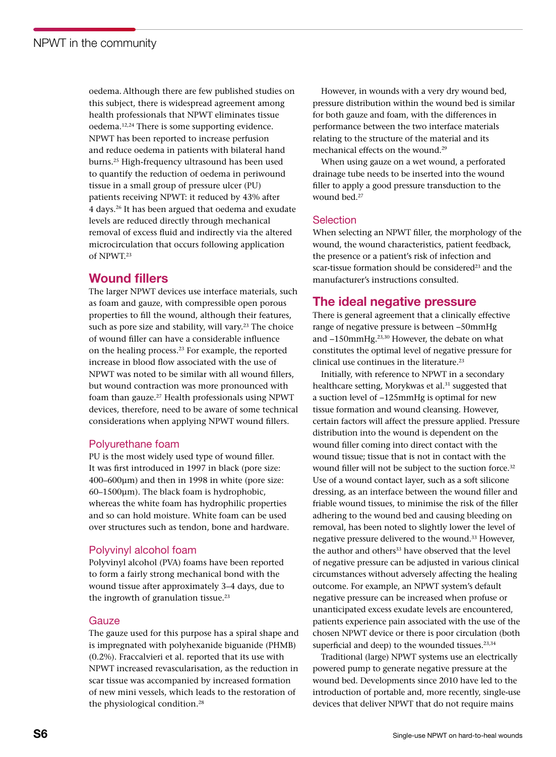oedema. Although there are few published studies on this subject, there is widespread agreement among health professionals that NPWT eliminates tissue oedema.[12,24] There is some supporting evidence. NPWT has been reported to increase perfusion and reduce oedema in patients with bilateral hand burns.[25] High-frequency ultrasound has been used to quantify the reduction of oedema in periwound tissue in a small group of pressure ulcer (PU) patients receiving NPWT: it reduced by 43% after 4 days.[26] It has been argued that oedema and exudate levels are reduced directly through mechanical removal of excess fluid and indirectly via the altered microcirculation that occurs following application of NPWT.[23]

## Wound fillers

The larger NPWT devices use interface materials, such as foam and gauze, with compressible open porous properties to fill the wound, although their features, such as pore size and stability, will vary.[23] The choice of wound filler can have a considerable influence on the healing process.[23] For example, the reported increase in blood flow associated with the use of NPWT was noted to be similar with all wound fillers, but wound contraction was more pronounced with foam than gauze.[27] Health professionals using NPWT devices, therefore, need to be aware of some technical considerations when applying NPWT wound fillers.

### Polyurethane foam

PU is the most widely used type of wound filler. It was first introduced in 1997 in black (pore size: 400–600µm) and then in 1998 in white (pore size: 60–1500µm). The black foam is hydrophobic, whereas the white foam has hydrophilic properties and so can hold moisture. White foam can be used over structures such as tendon, bone and hardware.

### Polyvinyl alcohol foam

Polyvinyl alcohol (PVA) foams have been reported to form a fairly strong mechanical bond with the wound tissue after approximately 3–4 days, due to the ingrowth of granulation tissue.[23]

### Gauze

The gauze used for this purpose has a spiral shape and is impregnated with polyhexanide biguanide (PHMB) (0.2%). Fraccalvieri et al. reported that its use with NPWT increased revascularisation, as the reduction in scar tissue was accompanied by increased formation of new mini vessels, which leads to the restoration of the physiological condition.[28]

However, in wounds with a very dry wound bed, pressure distribution within the wound bed is similar for both gauze and foam, with the differences in performance between the two interface materials relating to the structure of the material and its mechanical effects on the wound.[29]

When using gauze on a wet wound, a perforated drainage tube needs to be inserted into the wound filler to apply a good pressure transduction to the wound bed.[27]

### Selection

When selecting an NPWT filler, the morphology of the wound, the wound characteristics, patient feedback, the presence or a patient's risk of infection and scar-tissue formation should be considered[23] and the manufacturer's instructions consulted.

## The ideal negative pressure

There is general agreement that a clinically effective range of negative pressure is between –50mmHg and –150mmHg.[23,30] However, the debate on what constitutes the optimal level of negative pressure for clinical use continues in the literature.[23]

Initially, with reference to NPWT in a secondary healthcare setting, Morykwas et al.[31] suggested that a suction level of –125mmHg is optimal for new tissue formation and wound cleansing. However, certain factors will affect the pressure applied. Pressure distribution into the wound is dependent on the wound filler coming into direct contact with the wound tissue; tissue that is not in contact with the wound filler will not be subject to the suction force.[32] Use of a wound contact layer, such as a soft silicone dressing, as an interface between the wound filler and friable wound tissues, to minimise the risk of the filler adhering to the wound bed and causing bleeding on removal, has been noted to slightly lower the level of negative pressure delivered to the wound.[33] However, the author and others[33] have observed that the level of negative pressure can be adjusted in various clinical circumstances without adversely affecting the healing outcome. For example, an NPWT system's default negative pressure can be increased when profuse or unanticipated excess exudate levels are encountered, patients experience pain associated with the use of the chosen NPWT device or there is poor circulation (both superficial and deep) to the wounded tissues.[23,34]

Traditional (large) NPWT systems use an electrically powered pump to generate negative pressure at the wound bed. Developments since 2010 have led to the introduction of portable and, more recently, single-use devices that deliver NPWT that do not require mains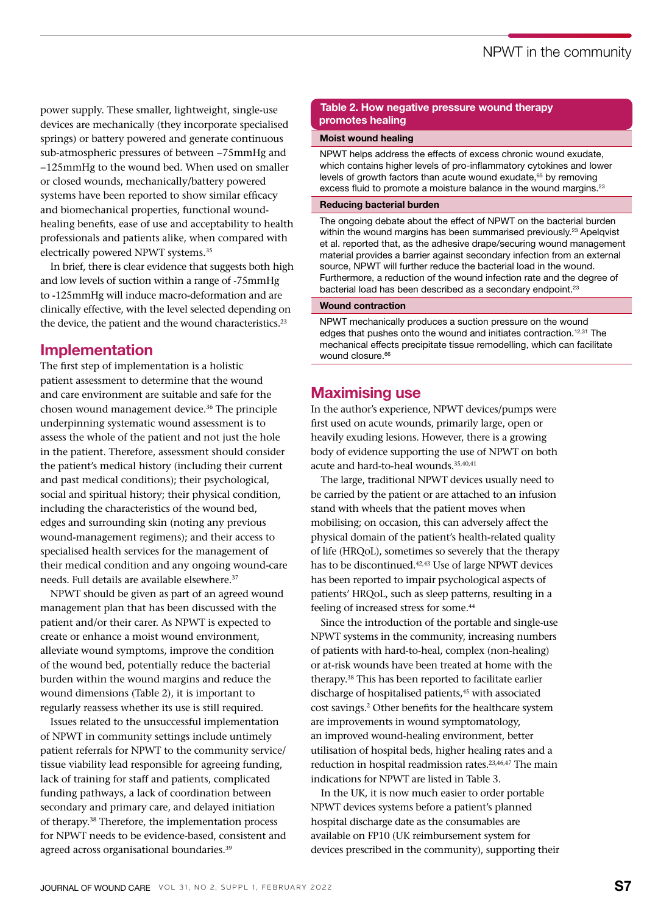power supply. These smaller, lightweight, single-use devices are mechanically (they incorporate specialised springs) or battery powered and generate continuous sub-atmospheric pressures of between –75mmHg and –125mmHg to the wound bed. When used on smaller or closed wounds, mechanically/battery powered systems have been reported to show similar efficacy and biomechanical properties, functional wound-healing benefits, ease of use and acceptability to health professionals and patients alike, when compared with electrically powered NPWT systems.[35]

In brief, there is clear evidence that suggests both high and low levels of suction within a range of -75mmHg to -125mmHg will induce macro-deformation and are clinically effective, with the level selected depending on the device, the patient and the wound characteristics.[23]

## Implementation

The first step of implementation is a holistic patient assessment to determine that the wound and care environment are suitable and safe for the chosen wound management device.[36] The principle underpinning systematic wound assessment is to assess the whole of the patient and not just the hole in the patient. Therefore, assessment should consider the patient's medical history (including their current and past medical conditions); their psychological, social and spiritual history; their physical condition, including the characteristics of the wound bed, edges and surrounding skin (noting any previous wound-management regimens); and their access to specialised health services for the management of their medical condition and any ongoing wound-care needs. Full details are available elsewhere.[37]

NPWT should be given as part of an agreed wound management plan that has been discussed with the patient and/or their carer. As NPWT is expected to create or enhance a moist wound environment, alleviate wound symptoms, improve the condition of the wound bed, potentially reduce the bacterial burden within the wound margins and reduce the wound dimensions (Table 2), it is important to regularly reassess whether its use is still required.

Issues related to the unsuccessful implementation of NPWT in community settings include untimely patient referrals for NPWT to the community service/tissue viability lead responsible for agreeing funding, lack of training for staff and patients, complicated funding pathways, a lack of coordination between secondary and primary care, and delayed initiation of therapy.[38] Therefore, the implementation process for NPWT needs to be evidence-based, consistent and agreed across organisational boundaries.[39]

**Table 2. How negative pressure wound therapy promotes healing**

| |
|---|
| **Moist wound healing** |
| NPWT helps address the effects of excess chronic wound exudate, which contains higher levels of pro-inflammatory cytokines and lower levels of growth factors than acute wound exudate,[65] by removing excess fluid to promote a moisture balance in the wound margins.[23] |
| **Reducing bacterial burden** |
| The ongoing debate about the effect of NPWT on the bacterial burden within the wound margins has been summarised previously.[23] Apelqvist et al. reported that, as the adhesive drape/securing wound management material provides a barrier against secondary infection from an external source, NPWT will further reduce the bacterial load in the wound. Furthermore, a reduction of the wound infection rate and the degree of bacterial load has been described as a secondary endpoint.[23] |
| **Wound contraction** |
| NPWT mechanically produces a suction pressure on the wound edges that pushes onto the wound and initiates contraction.[12,31] The mechanical effects precipitate tissue remodelling, which can facilitate wound closure.[66] |

## Maximising use

In the author's experience, NPWT devices/pumps were first used on acute wounds, primarily large, open or heavily exuding lesions. However, there is a growing body of evidence supporting the use of NPWT on both acute and hard-to-heal wounds.[35,40,41]

The large, traditional NPWT devices usually need to be carried by the patient or are attached to an infusion stand with wheels that the patient moves when mobilising; on occasion, this can adversely affect the physical domain of the patient's health-related quality of life (HRQoL), sometimes so severely that the therapy has to be discontinued.[42,43] Use of large NPWT devices has been reported to impair psychological aspects of patients' HRQoL, such as sleep patterns, resulting in a feeling of increased stress for some.[44]

Since the introduction of the portable and single-use NPWT systems in the community, increasing numbers of patients with hard-to-heal, complex (non-healing) or at-risk wounds have been treated at home with the therapy.[38] This has been reported to facilitate earlier discharge of hospitalised patients,[45] with associated cost savings.[2] Other benefits for the healthcare system are improvements in wound symptomatology, an improved wound-healing environment, better utilisation of hospital beds, higher healing rates and a reduction in hospital readmission rates.[23,46,47] The main indications for NPWT are listed in Table 3.

In the UK, it is now much easier to order portable NPWT devices systems before a patient's planned hospital discharge date as the consumables are available on FP10 (UK reimbursement system for devices prescribed in the community), supporting their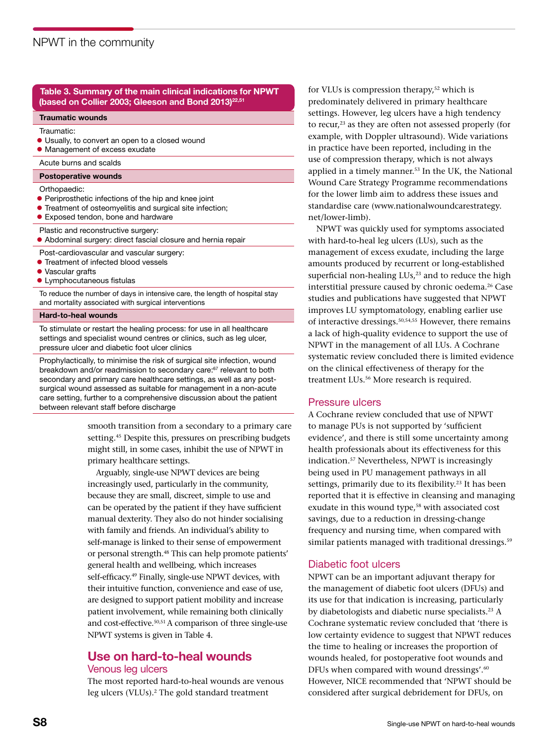**Table 3. Summary of the main clinical indications for NPWT (based on Collier 2003; Gleeson and Bond 2013)[22,51]**

| |
|---|
| **Traumatic wounds** |
| Traumatic:<br>● Usually, to convert an open to a closed wound<br>● Management of excess exudate |
| Acute burns and scalds |
| **Postoperative wounds** |
| Orthopaedic:<br>● Periprosthetic infections of the hip and knee joint<br>● Treatment of osteomyelitis and surgical site infection;<br>● Exposed tendon, bone and hardware |
| Plastic and reconstructive surgery:<br>● Abdominal surgery: direct fascial closure and hernia repair |
| Post-cardiovascular and vascular surgery:<br>● Treatment of infected blood vessels<br>● Vascular grafts<br>● Lymphocutaneous fistulas |
| To reduce the number of days in intensive care, the length of hospital stay and mortality associated with surgical interventions |
| **Hard-to-heal wounds** |
| To stimulate or restart the healing process: for use in all healthcare settings and specialist wound centres or clinics, such as leg ulcer, pressure ulcer and diabetic foot ulcer clinics |
| Prophylactically, to minimise the risk of surgical site infection, wound breakdown and/or readmission to secondary care:[67] relevant to both secondary and primary care healthcare settings, as well as any post-surgical wound assessed as suitable for management in a non-acute care setting, further to a comprehensive discussion about the patient between relevant staff before discharge |

smooth transition from a secondary to a primary care setting.[45] Despite this, pressures on prescribing budgets might still, in some cases, inhibit the use of NPWT in primary healthcare settings.

Arguably, single-use NPWT devices are being increasingly used, particularly in the community, because they are small, discreet, simple to use and can be operated by the patient if they have sufficient manual dexterity. They also do not hinder socialising with family and friends. An individual's ability to self-manage is linked to their sense of empowerment or personal strength.[48] This can help promote patients' general health and wellbeing, which increases self-efficacy.[49] Finally, single-use NPWT devices, with their intuitive function, convenience and ease of use, are designed to support patient mobility and increase patient involvement, while remaining both clinically and cost-effective.[50,51] A comparison of three single-use NPWT systems is given in Table 4.

## Use on hard-to-heal wounds

### Venous leg ulcers

The most reported hard-to-heal wounds are venous leg ulcers (VLUs).[2] The gold standard treatment for VLUs is compression therapy,[52] which is predominately delivered in primary healthcare settings. However, leg ulcers have a high tendency to recur,[23] as they are often not assessed properly (for example, with Doppler ultrasound). Wide variations in practice have been reported, including in the use of compression therapy, which is not always applied in a timely manner.[53] In the UK, the National Wound Care Strategy Programme recommendations for the lower limb aim to address these issues and standardise care (www.nationalwoundcarestrategy.net/lower-limb).

NPWT was quickly used for symptoms associated with hard-to-heal leg ulcers (LUs), such as the management of excess exudate, including the large amounts produced by recurrent or long-established superficial non-healing LUs,[23] and to reduce the high interstitial pressure caused by chronic oedema.[26] Case studies and publications have suggested that NPWT improves LU symptomatology, enabling earlier use of interactive dressings.[50,54,55] However, there remains a lack of high-quality evidence to support the use of NPWT in the management of all LUs. A Cochrane systematic review concluded there is limited evidence on the clinical effectiveness of therapy for the treatment LUs.[56] More research is required.

### Pressure ulcers

A Cochrane review concluded that use of NPWT to manage PUs is not supported by 'sufficient evidence', and there is still some uncertainty among health professionals about its effectiveness for this indication.[57] Nevertheless, NPWT is increasingly being used in PU management pathways in all settings, primarily due to its flexibility.[23] It has been reported that it is effective in cleansing and managing exudate in this wound type,[58] with associated cost savings, due to a reduction in dressing-change frequency and nursing time, when compared with similar patients managed with traditional dressings.[59]

### Diabetic foot ulcers

NPWT can be an important adjuvant therapy for the management of diabetic foot ulcers (DFUs) and its use for that indication is increasing, particularly by diabetologists and diabetic nurse specialists.[23] A Cochrane systematic review concluded that 'there is low certainty evidence to suggest that NPWT reduces the time to healing or increases the proportion of wounds healed, for postoperative foot wounds and DFUs when compared with wound dressings'.[60] However, NICE recommended that 'NPWT should be considered after surgical debridement for DFUs, on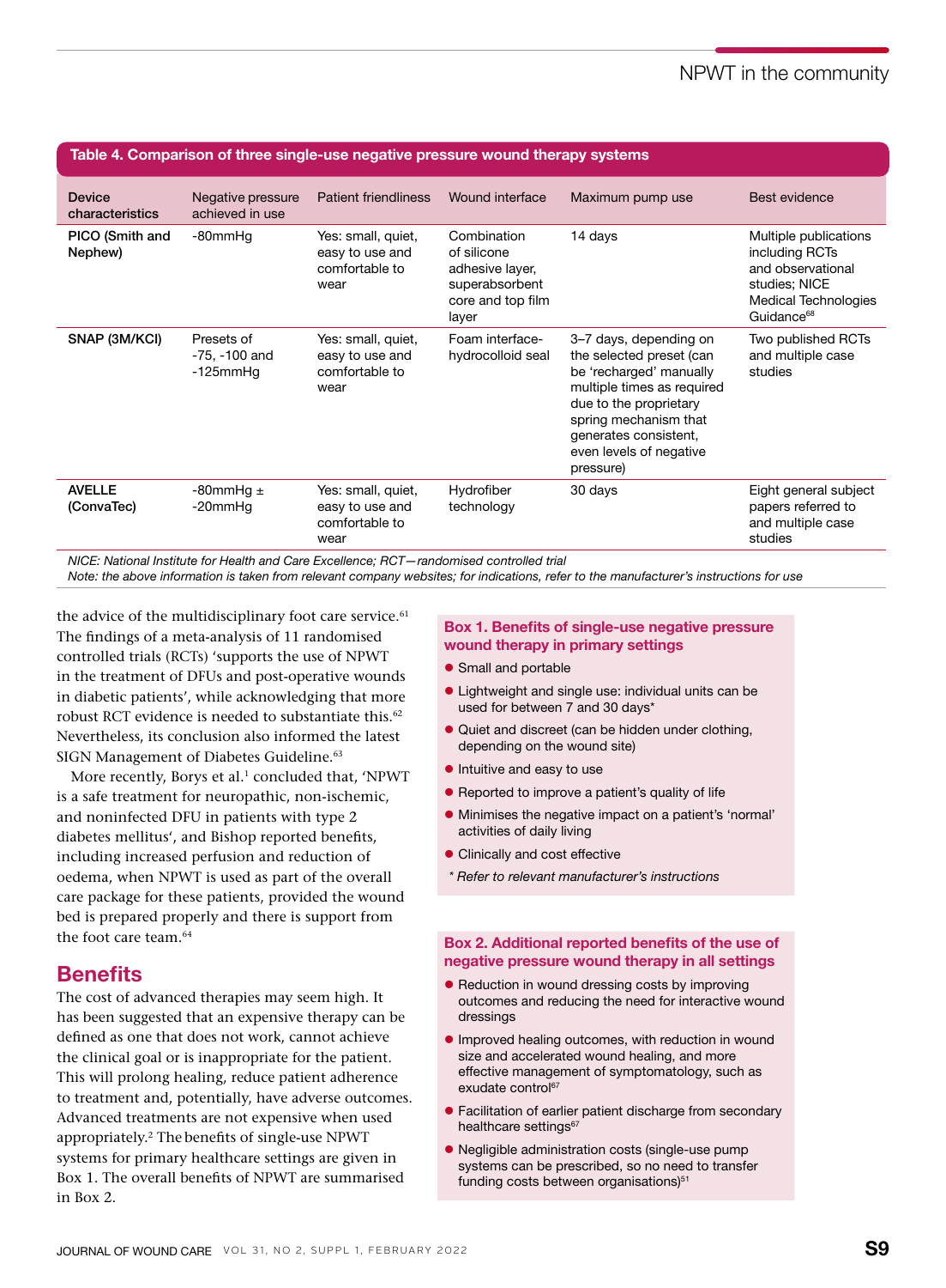**Table 4. Comparison of three single-use negative pressure wound therapy systems**

| Device characteristics | Negative pressure achieved in use | Patient friendliness | Wound interface | Maximum pump use | Best evidence |
|---|---|---|---|---|---|
| **PICO (Smith and Nephew)** | -80mmHg | Yes: small, quiet, easy to use and comfortable to wear | Combination of silicone adhesive layer, superabsorbent core and top film layer | 14 days | Multiple publications including RCTs and observational studies; NICE Medical Technologies Guidance[68] |
| **SNAP (3M/KCI)** | Presets of -75, -100 and -125mmHg | Yes: small, quiet, easy to use and comfortable to wear | Foam interface-hydrocolloid seal | 3–7 days, depending on the selected preset (can be 'recharged' manually multiple times as required due to the proprietary spring mechanism that generates consistent, even levels of negative pressure) | Two published RCTs and multiple case studies |
| **AVELLE (ConvaTec)** | -80mmHg ± -20mmHg | Yes: small, quiet, easy to use and comfortable to wear | Hydrofiber technology | 30 days | Eight general subject papers referred to and multiple case studies |

*NICE: National Institute for Health and Care Excellence; RCT—randomised controlled trial*
*Note: the above information is taken from relevant company websites; for indications, refer to the manufacturer's instructions for use*

the advice of the multidisciplinary foot care service.[61] The findings of a meta-analysis of 11 randomised controlled trials (RCTs) 'supports the use of NPWT in the treatment of DFUs and post-operative wounds in diabetic patients', while acknowledging that more robust RCT evidence is needed to substantiate this.[62] Nevertheless, its conclusion also informed the latest SIGN Management of Diabetes Guideline.[63]

More recently, Borys et al.[1] concluded that, 'NPWT is a safe treatment for neuropathic, non-ischemic, and noninfected DFU in patients with type 2 diabetes mellitus', and Bishop reported benefits, including increased perfusion and reduction of oedema, when NPWT is used as part of the overall care package for these patients, provided the wound bed is prepared properly and there is support from the foot care team.[64]

## Benefits

The cost of advanced therapies may seem high. It has been suggested that an expensive therapy can be defined as one that does not work, cannot achieve the clinical goal or is inappropriate for the patient. This will prolong healing, reduce patient adherence to treatment and, potentially, have adverse outcomes. Advanced treatments are not expensive when used appropriately.[2] The benefits of single-use NPWT systems for primary healthcare settings are given in Box 1. The overall benefits of NPWT are summarised in Box 2.

**Box 1. Benefits of single-use negative pressure wound therapy in primary settings**

- Small and portable
- Lightweight and single use: individual units can be used for between 7 and 30 days*
- Quiet and discreet (can be hidden under clothing, depending on the wound site)
- Intuitive and easy to use
- Reported to improve a patient's quality of life
- Minimises the negative impact on a patient's 'normal' activities of daily living
- Clinically and cost effective

*\* Refer to relevant manufacturer's instructions*

**Box 2. Additional reported benefits of the use of negative pressure wound therapy in all settings**

- Reduction in wound dressing costs by improving outcomes and reducing the need for interactive wound dressings
- Improved healing outcomes, with reduction in wound size and accelerated wound healing, and more effective management of symptomatology, such as exudate control[67]
- Facilitation of earlier patient discharge from secondary healthcare settings[67]
- Negligible administration costs (single-use pump systems can be prescribed, so no need to transfer funding costs between organisations)[51]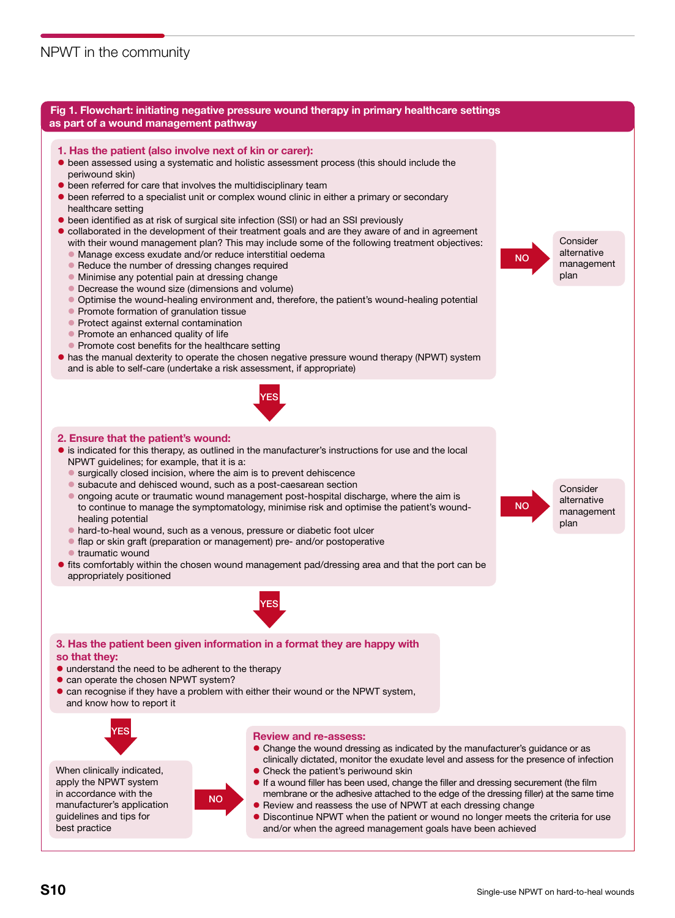## Fig 1. Flowchart: initiating negative pressure wound therapy in primary healthcare settings as part of a wound management pathway

### 1. Has the patient (also involve next of kin or carer):

- been assessed using a systematic and holistic assessment process (this should include the periwound skin)
- been referred for care that involves the multidisciplinary team
- been referred to a specialist unit or complex wound clinic in either a primary or secondary healthcare setting
- been identified as at risk of surgical site infection (SSI) or had an SSI previously
- collaborated in the development of their treatment goals and are they aware of and in agreement with their wound management plan? This may include some of the following treatment objectives:
  - Manage excess exudate and/or reduce interstitial oedema
  - Reduce the number of dressing changes required
  - Minimise any potential pain at dressing change
  - Decrease the wound size (dimensions and volume)
  - Optimise the wound-healing environment and, therefore, the patient's wound-healing potential
  - Promote formation of granulation tissue
  - Protect against external contamination
  - Promote an enhanced quality of life
  - Promote cost benefits for the healthcare setting
- has the manual dexterity to operate the chosen negative pressure wound therapy (NPWT) system and is able to self-care (undertake a risk assessment, if appropriate)

**NO** → Consider alternative management plan

**YES** ↓

### 2. Ensure that the patient's wound:

- is indicated for this therapy, as outlined in the manufacturer's instructions for use and the local NPWT guidelines; for example, that it is a:
  - surgically closed incision, where the aim is to prevent dehiscence
  - subacute and dehisced wound, such as a post-caesarean section
  - ongoing acute or traumatic wound management post-hospital discharge, where the aim is to continue to manage the symptomatology, minimise risk and optimise the patient's wound-healing potential
  - hard-to-heal wound, such as a venous, pressure or diabetic foot ulcer
  - flap or skin graft (preparation or management) pre- and/or postoperative
  - traumatic wound
- fits comfortably within the chosen wound management pad/dressing area and that the port can be appropriately positioned

**NO** → Consider alternative management plan

**YES** ↓

### 3. Has the patient been given information in a format they are happy with so that they:

- understand the need to be adherent to the therapy
- can operate the chosen NPWT system?
- can recognise if they have a problem with either their wound or the NPWT system, and know how to report it

**YES** ↓

When clinically indicated, apply the NPWT system in accordance with the manufacturer's application guidelines and tips for best practice

**NO** →

### Review and re-assess:

- Change the wound dressing as indicated by the manufacturer's guidance or as clinically dictated, monitor the exudate level and assess for the presence of infection
- Check the patient's periwound skin
- If a wound filler has been used, change the filler and dressing securement (the film membrane or the adhesive attached to the edge of the dressing filler) at the same time
- Review and reassess the use of NPWT at each dressing change
- Discontinue NPWT when the patient or wound no longer meets the criteria for use and/or when the agreed management goals have been achieved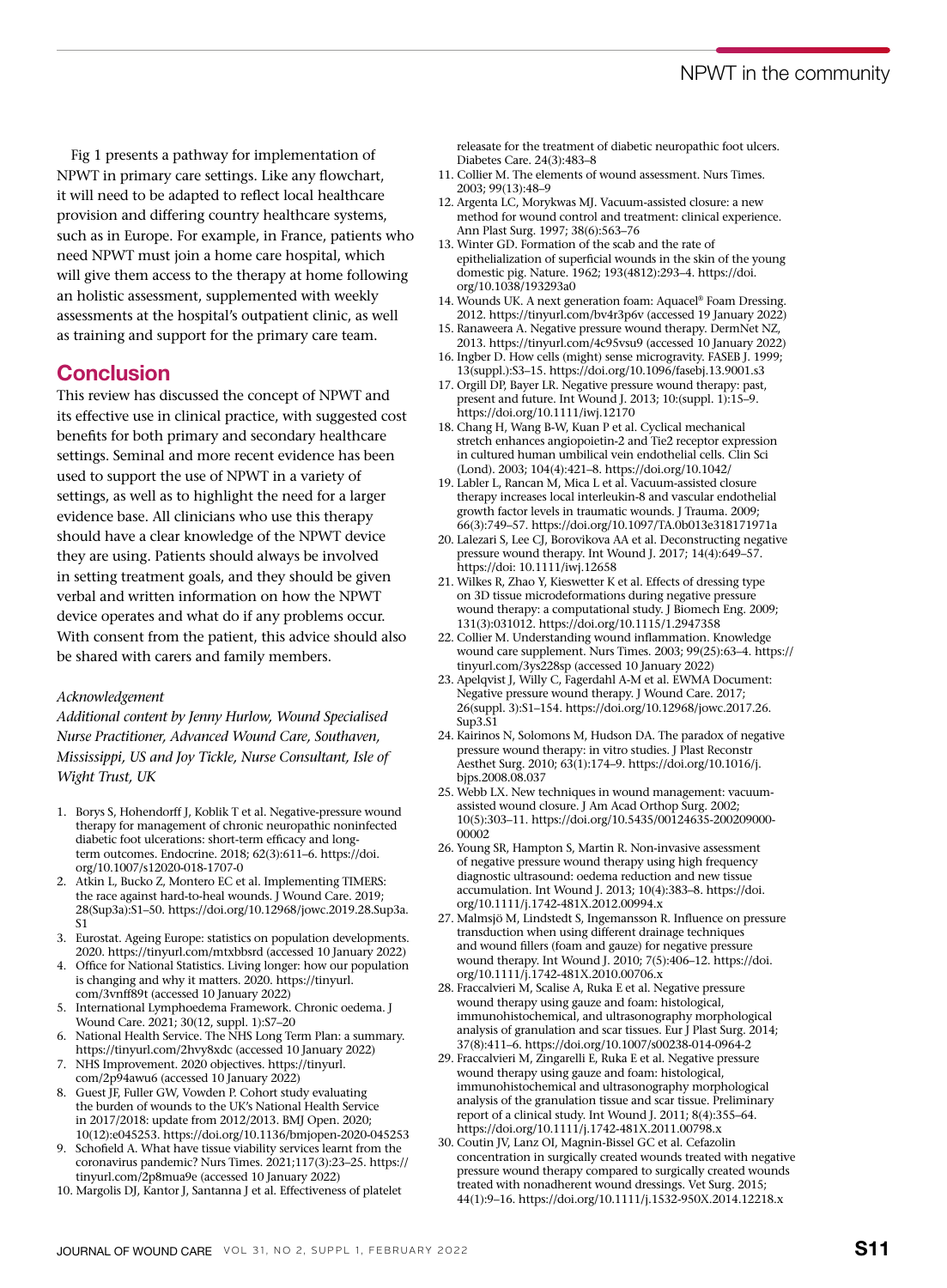Fig 1 presents a pathway for implementation of NPWT in primary care settings. Like any flowchart, it will need to be adapted to reflect local healthcare provision and differing country healthcare systems, such as in Europe. For example, in France, patients who need NPWT must join a home care hospital, which will give them access to the therapy at home following an holistic assessment, supplemented with weekly assessments at the hospital's outpatient clinic, as well as training and support for the primary care team.

## Conclusion

This review has discussed the concept of NPWT and its effective use in clinical practice, with suggested cost benefits for both primary and secondary healthcare settings. Seminal and more recent evidence has been used to support the use of NPWT in a variety of settings, as well as to highlight the need for a larger evidence base. All clinicians who use this therapy should have a clear knowledge of the NPWT device they are using. Patients should always be involved in setting treatment goals, and they should be given verbal and written information on how the NPWT device operates and what do if any problems occur. With consent from the patient, this advice should also be shared with carers and family members.

*Acknowledgement*

*Additional content by Jenny Hurlow, Wound Specialised Nurse Practitioner, Advanced Wound Care, Southaven, Mississippi, US and Joy Tickle, Nurse Consultant, Isle of Wight Trust, UK*

1. Borys S, Hohendorff J, Koblik T et al. Negative-pressure wound therapy for management of chronic neuropathic noninfected diabetic foot ulcerations: short-term efficacy and long-term outcomes. Endocrine. 2018; 62(3):611–6. https://doi.org/10.1007/s12020-018-1707-0
2. Atkin L, Bucko Z, Montero EC et al. Implementing TIMERS: the race against hard-to-heal wounds. J Wound Care. 2019; 28(Sup3a):S1–50. https://doi.org/10.12968/jowc.2019.28.Sup3a.S1
3. Eurostat. Ageing Europe: statistics on population developments. 2020. https://tinyurl.com/mtxbbsrd (accessed 10 January 2022)
4. Office for National Statistics. Living longer: how our population is changing and why it matters. 2020. https://tinyurl.com/3vnff89t (accessed 10 January 2022)
5. International Lymphoedema Framework. Chronic oedema. J Wound Care. 2021; 30(12, suppl. 1):S7–20
6. National Health Service. The NHS Long Term Plan: a summary. https://tinyurl.com/2hvy8xdc (accessed 10 January 2022)
7. NHS Improvement. 2020 objectives. https://tinyurl.com/2p94awu6 (accessed 10 January 2022)
8. Guest JF, Fuller GW, Vowden P. Cohort study evaluating the burden of wounds to the UK's National Health Service in 2017/2018: update from 2012/2013. BMJ Open. 2020; 10(12):e045253. https://doi.org/10.1136/bmjopen-2020-045253
9. Schofield A. What have tissue viability services learnt from the coronavirus pandemic? Nurs Times. 2021;117(3):23–25. https://tinyurl.com/2p8mua9e (accessed 10 January 2022)
10. Margolis DJ, Kantor J, Santanna J et al. Effectiveness of platelet releasate for the treatment of diabetic neuropathic foot ulcers. Diabetes Care. 24(3):483–8
11. Collier M. The elements of wound assessment. Nurs Times. 2003; 99(13):48–9
12. Argenta LC, Morykwas MJ. Vacuum-assisted closure: a new method for wound control and treatment: clinical experience. Ann Plast Surg. 1997; 38(6):563–76
13. Winter GD. Formation of the scab and the rate of epithelialization of superficial wounds in the skin of the young domestic pig. Nature. 1962; 193(4812):293–4. https://doi.org/10.1038/193293a0
14. Wounds UK. A next generation foam: Aquacel® Foam Dressing. 2012. https://tinyurl.com/bv4r3p6v (accessed 19 January 2022)
15. Ranaweera A. Negative pressure wound therapy. DermNet NZ, 2013. https://tinyurl.com/4c95vsu9 (accessed 10 January 2022)
16. Ingber D. How cells (might) sense microgravity. FASEB J. 1999; 13(suppl.):S3–15. https://doi.org/10.1096/fasebj.13.9001.s3
17. Orgill DP, Bayer LR. Negative pressure wound therapy: past, present and future. Int Wound J. 2013; 10:(suppl. 1):15–9. https://doi.org/10.1111/iwj.12170
18. Chang H, Wang B-W, Kuan P et al. Cyclical mechanical stretch enhances angiopoietin-2 and Tie2 receptor expression in cultured human umbilical vein endothelial cells. Clin Sci (Lond). 2003; 104(4):421–8. https://doi.org/10.1042/
19. Labler L, Rancan M, Mica L et al. Vacuum-assisted closure therapy increases local interleukin-8 and vascular endothelial growth factor levels in traumatic wounds. J Trauma. 2009; 66(3):749–57. https://doi.org/10.1097/TA.0b013e318171971a
20. Lalezari S, Lee CJ, Borovikova AA et al. Deconstructing negative pressure wound therapy. Int Wound J. 2017; 14(4):649–57. https://doi: 10.1111/iwj.12658
21. Wilkes R, Zhao Y, Kieswetter K et al. Effects of dressing type on 3D tissue microdeformations during negative pressure wound therapy: a computational study. J Biomech Eng. 2009; 131(3):031012. https://doi.org/10.1115/1.2947358
22. Collier M. Understanding wound inflammation. Knowledge wound care supplement. Nurs Times. 2003; 99(25):63–4. https://tinyurl.com/3ys228sp (accessed 10 January 2022)
23. Apelqvist J, Willy C, Fagerdahl A-M et al. EWMA Document: Negative pressure wound therapy. J Wound Care. 2017; 26(suppl. 3):S1–154. https://doi.org/10.12968/jowc.2017.26.Sup3.S1
24. Kairinos N, Solomons M, Hudson DA. The paradox of negative pressure wound therapy: in vitro studies. J Plast Reconstr Aesthet Surg. 2010; 63(1):174–9. https://doi.org/10.1016/j.bjps.2008.08.037
25. Webb LX. New techniques in wound management: vacuum-assisted wound closure. J Am Acad Orthop Surg. 2002; 10(5):303–11. https://doi.org/10.5435/00124635-200209000-00002
26. Young SR, Hampton S, Martin R. Non-invasive assessment of negative pressure wound therapy using high frequency diagnostic ultrasound: oedema reduction and new tissue accumulation. Int Wound J. 2013; 10(4):383–8. https://doi.org/10.1111/j.1742-481X.2012.00994.x
27. Malmsjö M, Lindstedt S, Ingemansson R. Influence on pressure transduction when using different drainage techniques and wound fillers (foam and gauze) for negative pressure wound therapy. Int Wound J. 2010; 7(5):406–12. https://doi.org/10.1111/j.1742-481X.2010.00706.x
28. Fraccalvieri M, Scalise A, Ruka E et al. Negative pressure wound therapy using gauze and foam: histological, immunohistochemical, and ultrasonography morphological analysis of granulation and scar tissues. Eur J Plast Surg. 2014; 37(8):411–6. https://doi.org/10.1007/s00238-014-0964-2
29. Fraccalvieri M, Zingarelli E, Ruka E et al. Negative pressure wound therapy using gauze and foam: histological, immunohistochemical and ultrasonography morphological analysis of the granulation tissue and scar tissue. Preliminary report of a clinical study. Int Wound J. 2011; 8(4):355–64. https://doi.org/10.1111/j.1742-481X.2011.00798.x
30. Coutin JV, Lanz OI, Magnin-Bissel GC et al. Cefazolin concentration in surgically created wounds treated with negative pressure wound therapy compared to surgically created wounds treated with nonadherent wound dressings. Vet Surg. 2015; 44(1):9–16. https://doi.org/10.1111/j.1532-950X.2014.12218.x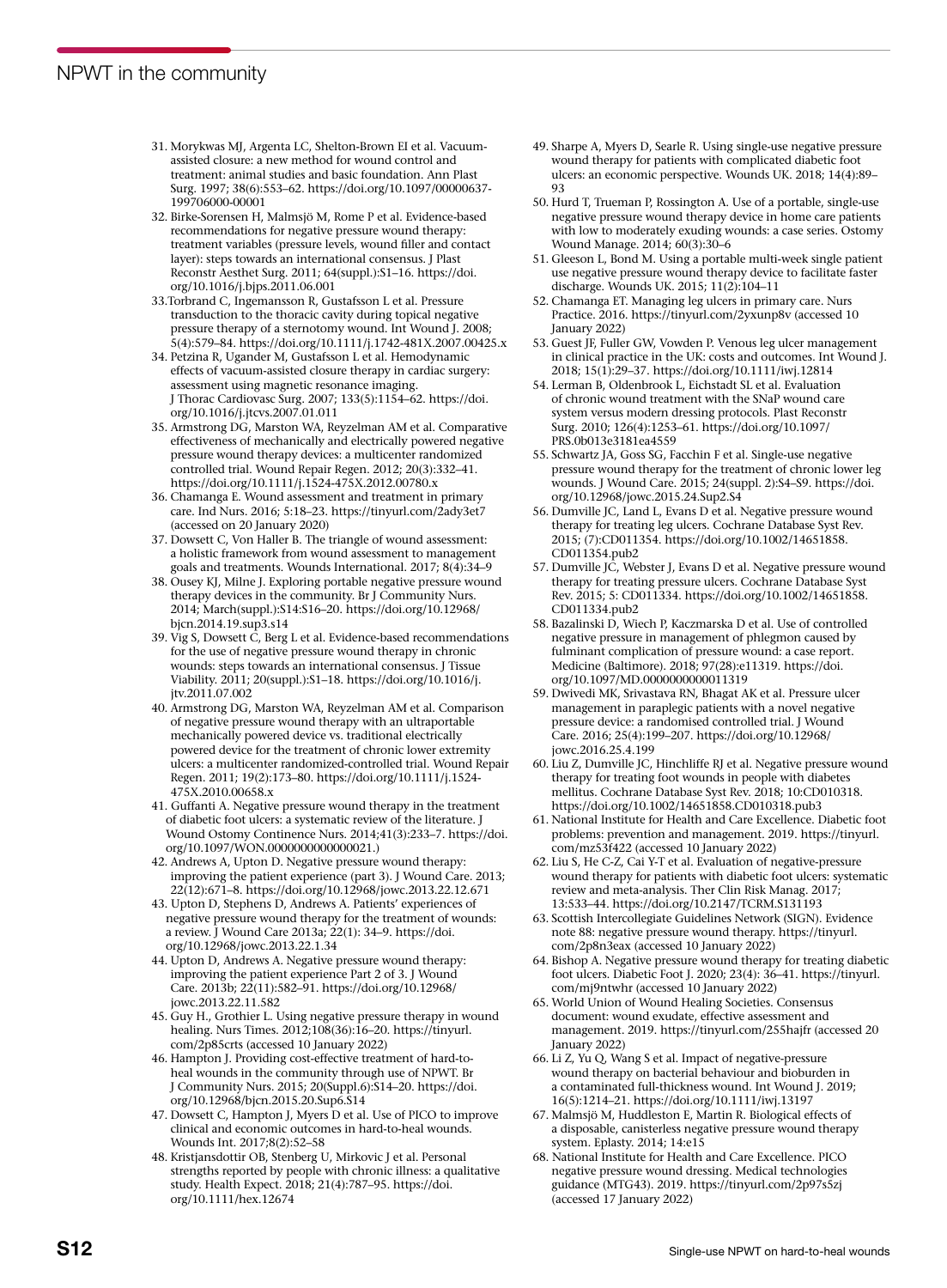31. Morykwas MJ, Argenta LC, Shelton-Brown EI et al. Vacuum-assisted closure: a new method for wound control and treatment: animal studies and basic foundation. Ann Plast Surg. 1997; 38(6):553–62. https://doi.org/10.1097/00000637-199706000-00001
32. Birke-Sorensen H, Malmsjö M, Rome P et al. Evidence-based recommendations for negative pressure wound therapy: treatment variables (pressure levels, wound filler and contact layer): steps towards an international consensus. J Plast Reconstr Aesthet Surg. 2011; 64(suppl.):S1–16. https://doi.org/10.1016/j.bjps.2011.06.001
33. Torbrand C, Ingemansson R, Gustafsson L et al. Pressure transduction to the thoracic cavity during topical negative pressure therapy of a sternotomy wound. Int Wound J. 2008; 5(4):579–84. https://doi.org/10.1111/j.1742-481X.2007.00425.x
34. Petzina R, Ugander M, Gustafsson L et al. Hemodynamic effects of vacuum-assisted closure therapy in cardiac surgery: assessment using magnetic resonance imaging. J Thorac Cardiovasc Surg. 2007; 133(5):1154–62. https://doi.org/10.1016/j.jtcvs.2007.01.011
35. Armstrong DG, Marston WA, Reyzelman AM et al. Comparative effectiveness of mechanically and electrically powered negative pressure wound therapy devices: a multicenter randomized controlled trial. Wound Repair Regen. 2012; 20(3):332–41. https://doi.org/10.1111/j.1524-475X.2012.00780.x
36. Chamanga E. Wound assessment and treatment in primary care. Ind Nurs. 2016; 5:18–23. https://tinyurl.com/2ady3et7 (accessed on 20 January 2020)
37. Dowsett C, Von Haller B. The triangle of wound assessment: a holistic framework from wound assessment to management goals and treatments. Wounds International. 2017; 8(4):34–9
38. Ousey KJ, Milne J. Exploring portable negative pressure wound therapy devices in the community. Br J Community Nurs. 2014; March(suppl.):S14:S16–20. https://doi.org/10.12968/bjcn.2014.19.sup3.s14
39. Vig S, Dowsett C, Berg L et al. Evidence-based recommendations for the use of negative pressure wound therapy in chronic wounds: steps towards an international consensus. J Tissue Viability. 2011; 20(suppl.):S1–18. https://doi.org/10.1016/j.jtv.2011.07.002
40. Armstrong DG, Marston WA, Reyzelman AM et al. Comparison of negative pressure wound therapy with an ultraportable mechanically powered device vs. traditional electrically powered device for the treatment of chronic lower extremity ulcers: a multicenter randomized-controlled trial. Wound Repair Regen. 2011; 19(2):173–80. https://doi.org/10.1111/j.1524-475X.2010.00658.x
41. Guffanti A. Negative pressure wound therapy in the treatment of diabetic foot ulcers: a systematic review of the literature. J Wound Ostomy Continence Nurs. 2014;41(3):233–7. https://doi.org/10.1097/WON.0000000000000021.)
42. Andrews A, Upton D. Negative pressure wound therapy: improving the patient experience (part 3). J Wound Care. 2013; 22(12):671–8. https://doi.org/10.12968/jowc.2013.22.12.671
43. Upton D, Stephens D, Andrews A. Patients' experiences of negative pressure wound therapy for the treatment of wounds: a review. J Wound Care 2013a; 22(1): 34–9. https://doi.org/10.12968/jowc.2013.22.1.34
44. Upton D, Andrews A. Negative pressure wound therapy: improving the patient experience Part 2 of 3. J Wound Care. 2013b; 22(11):582–91. https://doi.org/10.12968/jowc.2013.22.11.582
45. Guy H., Grothier L. Using negative pressure therapy in wound healing. Nurs Times. 2012;108(36):16–20. https://tinyurl.com/2p85crts (accessed 10 January 2022)
46. Hampton J. Providing cost-effective treatment of hard-to-heal wounds in the community through use of NPWT. Br J Community Nurs. 2015; 20(Suppl.6):S14–20. https://doi.org/10.12968/bjcn.2015.20.Sup6.S14
47. Dowsett C, Hampton J, Myers D et al. Use of PICO to improve clinical and economic outcomes in hard-to-heal wounds. Wounds Int. 2017;8(2):52–58
48. Kristjansdottir OB, Stenberg U, Mirkovic J et al. Personal strengths reported by people with chronic illness: a qualitative study. Health Expect. 2018; 21(4):787–95. https://doi.org/10.1111/hex.12674
49. Sharpe A, Myers D, Searle R. Using single-use negative pressure wound therapy for patients with complicated diabetic foot ulcers: an economic perspective. Wounds UK. 2018; 14(4):89–93
50. Hurd T, Trueman P, Rossington A. Use of a portable, single-use negative pressure wound therapy device in home care patients with low to moderately exuding wounds: a case series. Ostomy Wound Manage. 2014; 60(3):30–6
51. Gleeson L, Bond M. Using a portable multi-week single patient use negative pressure wound therapy device to facilitate faster discharge. Wounds UK. 2015; 11(2):104–11
52. Chamanga ET. Managing leg ulcers in primary care. Nurs Practice. 2016. https://tinyurl.com/2yxunp8v (accessed 10 January 2022)
53. Guest JF, Fuller GW, Vowden P. Venous leg ulcer management in clinical practice in the UK: costs and outcomes. Int Wound J. 2018; 15(1):29–37. https://doi.org/10.1111/iwj.12814
54. Lerman B, Oldenbrook L, Eichstadt SL et al. Evaluation of chronic wound treatment with the SNaP wound care system versus modern dressing protocols. Plast Reconstr Surg. 2010; 126(4):1253–61. https://doi.org/10.1097/PRS.0b013e3181ea4559
55. Schwartz JA, Goss SG, Facchin F et al. Single-use negative pressure wound therapy for the treatment of chronic lower leg wounds. J Wound Care. 2015; 24(suppl. 2):S4–S9. https://doi.org/10.12968/jowc.2015.24.Sup2.S4
56. Dumville JC, Land L, Evans D et al. Negative pressure wound therapy for treating leg ulcers. Cochrane Database Syst Rev. 2015; (7):CD011354. https://doi.org/10.1002/14651858.CD011354.pub2
57. Dumville JC, Webster J, Evans D et al. Negative pressure wound therapy for treating pressure ulcers. Cochrane Database Syst Rev. 2015; 5: CD011334. https://doi.org/10.1002/14651858.CD011334.pub2
58. Bazalinski D, Wiech P, Kaczmarska D et al. Use of controlled negative pressure in management of phlegmon caused by fulminant complication of pressure wound: a case report. Medicine (Baltimore). 2018; 97(28):e11319. https://doi.org/10.1097/MD.0000000000011319
59. Dwivedi MK, Srivastava RN, Bhagat AK et al. Pressure ulcer management in paraplegic patients with a novel negative pressure device: a randomised controlled trial. J Wound Care. 2016; 25(4):199–207. https://doi.org/10.12968/jowc.2016.25.4.199
60. Liu Z, Dumville JC, Hinchliffe RJ et al. Negative pressure wound therapy for treating foot wounds in people with diabetes mellitus. Cochrane Database Syst Rev. 2018; 10:CD010318. https://doi.org/10.1002/14651858.CD010318.pub3
61. National Institute for Health and Care Excellence. Diabetic foot problems: prevention and management. 2019. https://tinyurl.com/mz53f422 (accessed 10 January 2022)
62. Liu S, He C-Z, Cai Y-T et al. Evaluation of negative-pressure wound therapy for patients with diabetic foot ulcers: systematic review and meta-analysis. Ther Clin Risk Manag. 2017; 13:533–44. https://doi.org/10.2147/TCRM.S131193
63. Scottish Intercollegiate Guidelines Network (SIGN). Evidence note 88: negative pressure wound therapy. https://tinyurl.com/2p8n3eax (accessed 10 January 2022)
64. Bishop A. Negative pressure wound therapy for treating diabetic foot ulcers. Diabetic Foot J. 2020; 23(4): 36–41. https://tinyurl.com/mj9ntwhr (accessed 10 January 2022)
65. World Union of Wound Healing Societies. Consensus document: wound exudate, effective assessment and management. 2019. https://tinyurl.com/255hajfr (accessed 20 January 2022)
66. Li Z, Yu Q, Wang S et al. Impact of negative-pressure wound therapy on bacterial behaviour and bioburden in a contaminated full-thickness wound. Int Wound J. 2019; 16(5):1214–21. https://doi.org/10.1111/iwj.13197
67. Malmsjö M, Huddleston E, Martin R. Biological effects of a disposable, canisterless negative pressure wound therapy system. Eplasty. 2014; 14:e15
68. National Institute for Health and Care Excellence. PICO negative pressure wound dressing. Medical technologies guidance (MTG43). 2019. https://tinyurl.com/2p97s5zj (accessed 17 January 2022)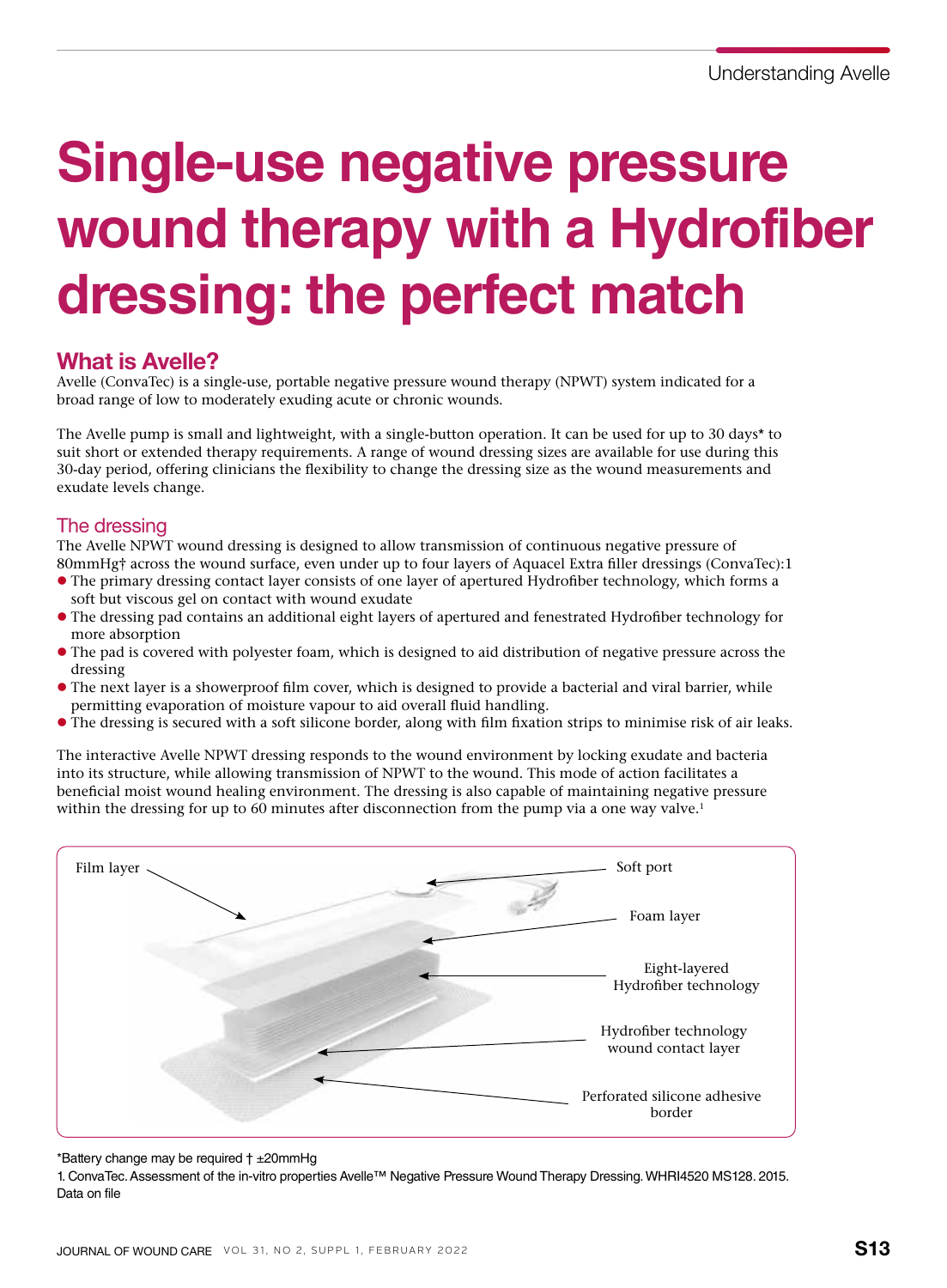# Single-use negative pressure wound therapy with a Hydrofiber dressing: the perfect match

## What is Avelle?

Avelle (ConvaTec) is a single-use, portable negative pressure wound therapy (NPWT) system indicated for a broad range of low to moderately exuding acute or chronic wounds.

The Avelle pump is small and lightweight, with a single-button operation. It can be used for up to 30 days* to suit short or extended therapy requirements. A range of wound dressing sizes are available for use during this 30-day period, offering clinicians the flexibility to change the dressing size as the wound measurements and exudate levels change.

### The dressing

The Avelle NPWT wound dressing is designed to allow transmission of continuous negative pressure of 80mmHg† across the wound surface, even under up to four layers of Aquacel Extra filler dressings (ConvaTec):[1]

- The primary dressing contact layer consists of one layer of apertured Hydrofiber technology, which forms a soft but viscous gel on contact with wound exudate
- The dressing pad contains an additional eight layers of apertured and fenestrated Hydrofiber technology for more absorption
- The pad is covered with polyester foam, which is designed to aid distribution of negative pressure across the dressing
- The next layer is a showerproof film cover, which is designed to provide a bacterial and viral barrier, while permitting evaporation of moisture vapour to aid overall fluid handling.
- The dressing is secured with a soft silicone border, along with film fixation strips to minimise risk of air leaks.

The interactive Avelle NPWT dressing responds to the wound environment by locking exudate and bacteria into its structure, while allowing transmission of NPWT to the wound. This mode of action facilitates a beneficial moist wound healing environment. The dressing is also capable of maintaining negative pressure within the dressing for up to 60 minutes after disconnection from the pump via a one way valve.[1]

Film layer — Soft port — Foam layer — Eight-layered Hydrofiber technology — Hydrofiber technology wound contact layer — Perforated silicone adhesive border

*Battery change may be required † ±20mmHg

1. ConvaTec. Assessment of the in-vitro properties Avelle™ Negative Pressure Wound Therapy Dressing. WHRI4520 MS128. 2015. Data on file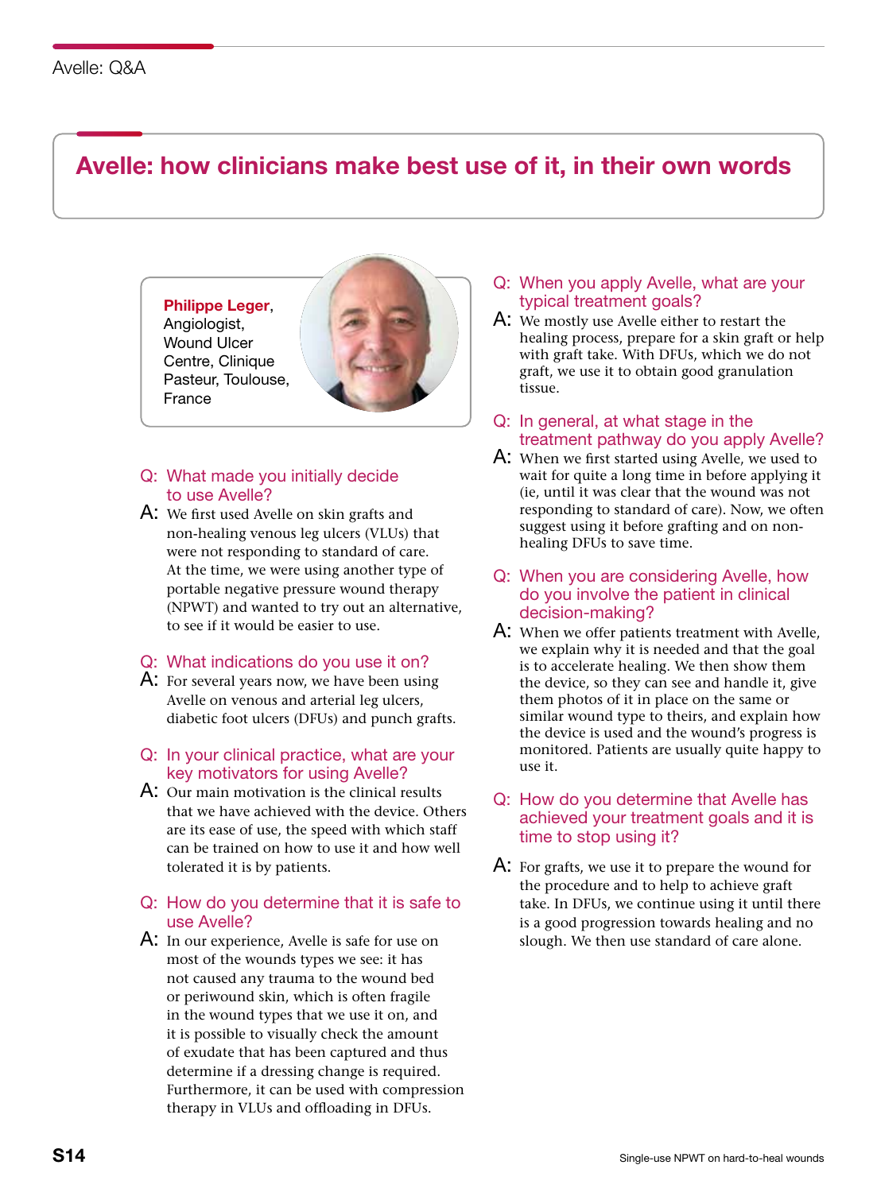# Avelle: how clinicians make best use of it, in their own words

**Philippe Leger**, Angiologist, Wound Ulcer Centre, Clinique Pasteur, Toulouse, France

**Q: What made you initially decide to use Avelle?**

A: We first used Avelle on skin grafts and non-healing venous leg ulcers (VLUs) that were not responding to standard of care. At the time, we were using another type of portable negative pressure wound therapy (NPWT) and wanted to try out an alternative, to see if it would be easier to use.

**Q: What indications do you use it on?**

A: For several years now, we have been using Avelle on venous and arterial leg ulcers, diabetic foot ulcers (DFUs) and punch grafts.

**Q: In your clinical practice, what are your key motivators for using Avelle?**

A: Our main motivation is the clinical results that we have achieved with the device. Others are its ease of use, the speed with which staff can be trained on how to use it and how well tolerated it is by patients.

**Q: How do you determine that it is safe to use Avelle?**

A: In our experience, Avelle is safe for use on most of the wounds types we see: it has not caused any trauma to the wound bed or periwound skin, which is often fragile in the wound types that we use it on, and it is possible to visually check the amount of exudate that has been captured and thus determine if a dressing change is required. Furthermore, it can be used with compression therapy in VLUs and offloading in DFUs.

**Q: When you apply Avelle, what are your typical treatment goals?**

A: We mostly use Avelle either to restart the healing process, prepare for a skin graft or help with graft take. With DFUs, which we do not graft, we use it to obtain good granulation tissue.

**Q: In general, at what stage in the treatment pathway do you apply Avelle?**

A: When we first started using Avelle, we used to wait for quite a long time in before applying it (ie, until it was clear that the wound was not responding to standard of care). Now, we often suggest using it before grafting and on non-healing DFUs to save time.

**Q: When you are considering Avelle, how do you involve the patient in clinical decision-making?**

A: When we offer patients treatment with Avelle, we explain why it is needed and that the goal is to accelerate healing. We then show them the device, so they can see and handle it, give them photos of it in place on the same or similar wound type to theirs, and explain how the device is used and the wound's progress is monitored. Patients are usually quite happy to use it.

**Q: How do you determine that Avelle has achieved your treatment goals and it is time to stop using it?**

A: For grafts, we use it to prepare the wound for the procedure and to help to achieve graft take. In DFUs, we continue using it until there is a good progression towards healing and no slough. We then use standard of care alone.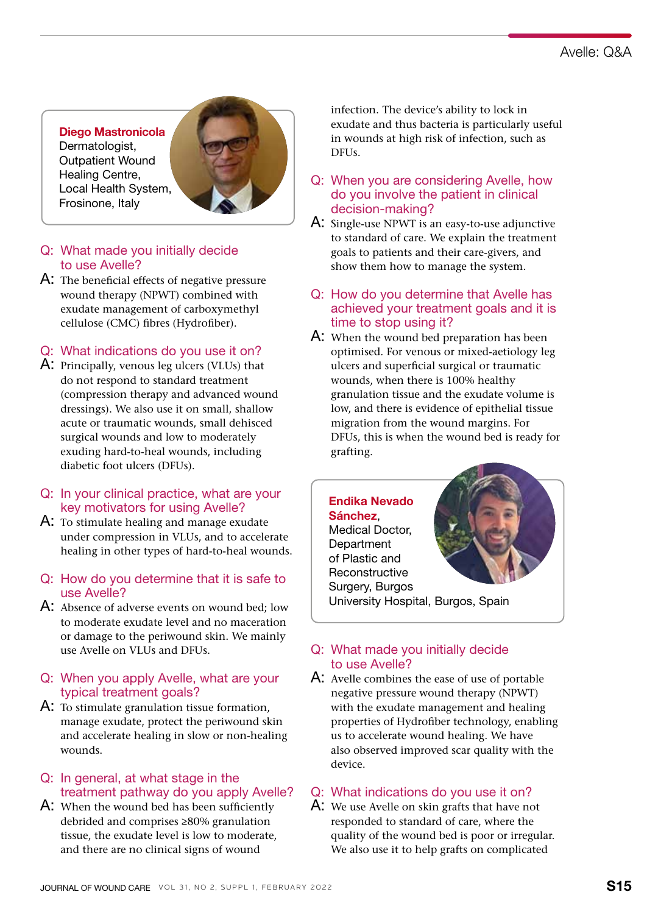**Diego Mastronicola**
Dermatologist, Outpatient Wound Healing Centre, Local Health System, Frosinone, Italy

**Q: What made you initially decide to use Avelle?**

A: The beneficial effects of negative pressure wound therapy (NPWT) combined with exudate management of carboxymethyl cellulose (CMC) fibres (Hydrofiber).

**Q: What indications do you use it on?**

A: Principally, venous leg ulcers (VLUs) that do not respond to standard treatment (compression therapy and advanced wound dressings). We also use it on small, shallow acute or traumatic wounds, small dehisced surgical wounds and low to moderately exuding hard-to-heal wounds, including diabetic foot ulcers (DFUs).

**Q: In your clinical practice, what are your key motivators for using Avelle?**

A: To stimulate healing and manage exudate under compression in VLUs, and to accelerate healing in other types of hard-to-heal wounds.

**Q: How do you determine that it is safe to use Avelle?**

A: Absence of adverse events on wound bed; low to moderate exudate level and no maceration or damage to the periwound skin. We mainly use Avelle on VLUs and DFUs.

**Q: When you apply Avelle, what are your typical treatment goals?**

A: To stimulate granulation tissue formation, manage exudate, protect the periwound skin and accelerate healing in slow or non-healing wounds.

**Q: In general, at what stage in the treatment pathway do you apply Avelle?**

A: When the wound bed has been sufficiently debrided and comprises ≥80% granulation tissue, the exudate level is low to moderate, and there are no clinical signs of wound infection. The device's ability to lock in exudate and thus bacteria is particularly useful in wounds at high risk of infection, such as DFUs.

**Q: When you are considering Avelle, how do you involve the patient in clinical decision-making?**

A: Single-use NPWT is an easy-to-use adjunctive to standard of care. We explain the treatment goals to patients and their care-givers, and show them how to manage the system.

**Q: How do you determine that Avelle has achieved your treatment goals and it is time to stop using it?**

A: When the wound bed preparation has been optimised. For venous or mixed-aetiology leg ulcers and superficial surgical or traumatic wounds, when there is 100% healthy granulation tissue and the exudate volume is low, and there is evidence of epithelial tissue migration from the wound margins. For DFUs, this is when the wound bed is ready for grafting.

**Endika Nevado Sánchez**,
Medical Doctor, Department of Plastic and Reconstructive Surgery, Burgos University Hospital, Burgos, Spain

**Q: What made you initially decide to use Avelle?**

A: Avelle combines the ease of use of portable negative pressure wound therapy (NPWT) with the exudate management and healing properties of Hydrofiber technology, enabling us to accelerate wound healing. We have also observed improved scar quality with the device.

**Q: What indications do you use it on?**

A: We use Avelle on skin grafts that have not responded to standard of care, where the quality of the wound bed is poor or irregular. We also use it to help grafts on complicated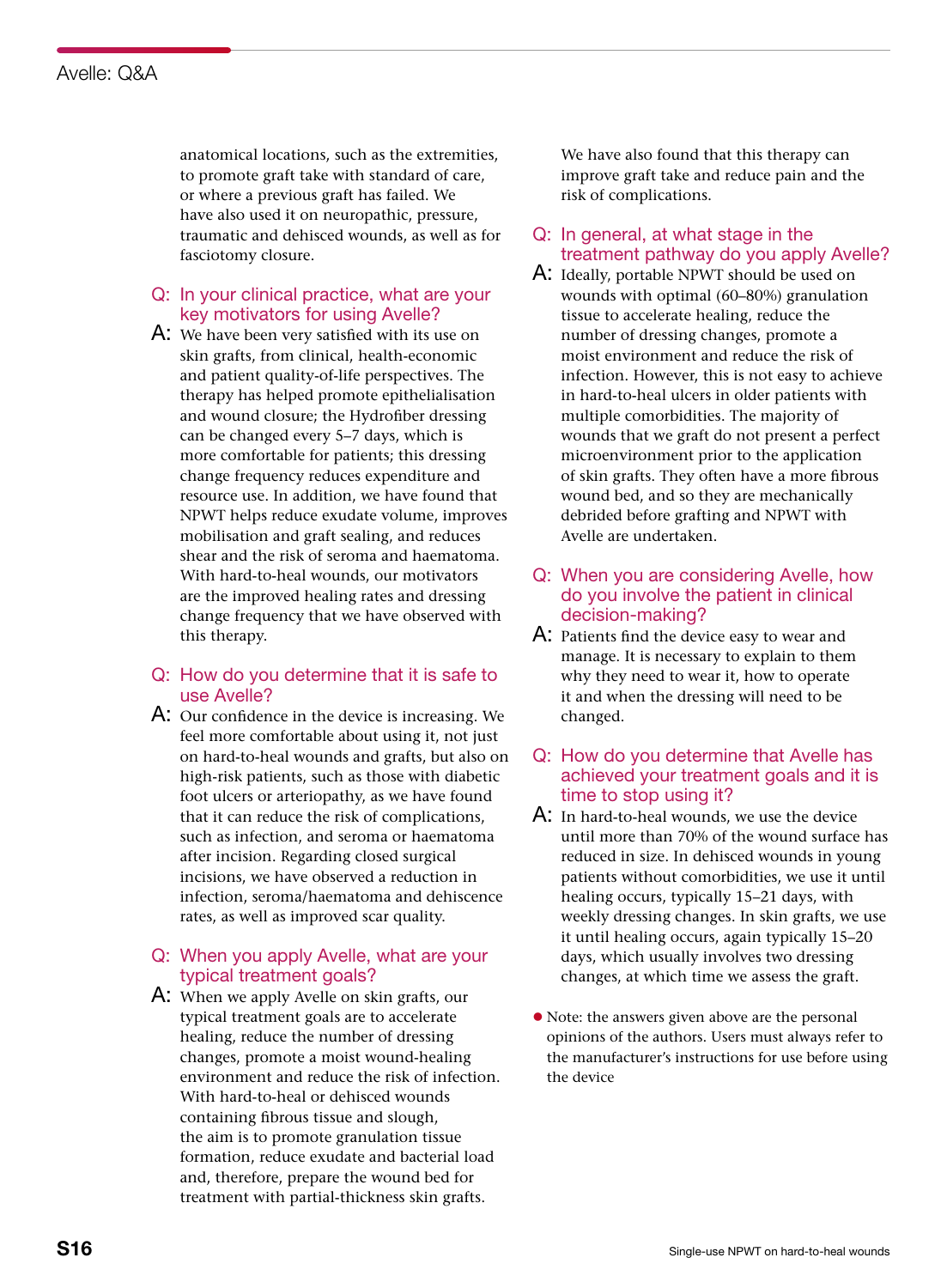anatomical locations, such as the extremities, to promote graft take with standard of care, or where a previous graft has failed. We have also used it on neuropathic, pressure, traumatic and dehisced wounds, as well as for fasciotomy closure.

**Q: In your clinical practice, what are your key motivators for using Avelle?**

**A:** We have been very satisfied with its use on skin grafts, from clinical, health-economic and patient quality-of-life perspectives. The therapy has helped promote epithelialisation and wound closure; the Hydrofiber dressing can be changed every 5–7 days, which is more comfortable for patients; this dressing change frequency reduces expenditure and resource use. In addition, we have found that NPWT helps reduce exudate volume, improves mobilisation and graft sealing, and reduces shear and the risk of seroma and haematoma. With hard-to-heal wounds, our motivators are the improved healing rates and dressing change frequency that we have observed with this therapy.

**Q: How do you determine that it is safe to use Avelle?**

**A:** Our confidence in the device is increasing. We feel more comfortable about using it, not just on hard-to-heal wounds and grafts, but also on high-risk patients, such as those with diabetic foot ulcers or arteriopathy, as we have found that it can reduce the risk of complications, such as infection, and seroma or haematoma after incision. Regarding closed surgical incisions, we have observed a reduction in infection, seroma/haematoma and dehiscence rates, as well as improved scar quality.

**Q: When you apply Avelle, what are your typical treatment goals?**

**A:** When we apply Avelle on skin grafts, our typical treatment goals are to accelerate healing, reduce the number of dressing changes, promote a moist wound-healing environment and reduce the risk of infection. With hard-to-heal or dehisced wounds containing fibrous tissue and slough, the aim is to promote granulation tissue formation, reduce exudate and bacterial load and, therefore, prepare the wound bed for treatment with partial-thickness skin grafts. We have also found that this therapy can improve graft take and reduce pain and the risk of complications.

**Q: In general, at what stage in the treatment pathway do you apply Avelle?**

**A:** Ideally, portable NPWT should be used on wounds with optimal (60–80%) granulation tissue to accelerate healing, reduce the number of dressing changes, promote a moist environment and reduce the risk of infection. However, this is not easy to achieve in hard-to-heal ulcers in older patients with multiple comorbidities. The majority of wounds that we graft do not present a perfect microenvironment prior to the application of skin grafts. They often have a more fibrous wound bed, and so they are mechanically debrided before grafting and NPWT with Avelle are undertaken.

**Q: When you are considering Avelle, how do you involve the patient in clinical decision-making?**

**A:** Patients find the device easy to wear and manage. It is necessary to explain to them why they need to wear it, how to operate it and when the dressing will need to be changed.

**Q: How do you determine that Avelle has achieved your treatment goals and it is time to stop using it?**

**A:** In hard-to-heal wounds, we use the device until more than 70% of the wound surface has reduced in size. In dehisced wounds in young patients without comorbidities, we use it until healing occurs, typically 15–21 days, with weekly dressing changes. In skin grafts, we use it until healing occurs, again typically 15–20 days, which usually involves two dressing changes, at which time we assess the graft.

- Note: the answers given above are the personal opinions of the authors. Users must always refer to the manufacturer's instructions for use before using the device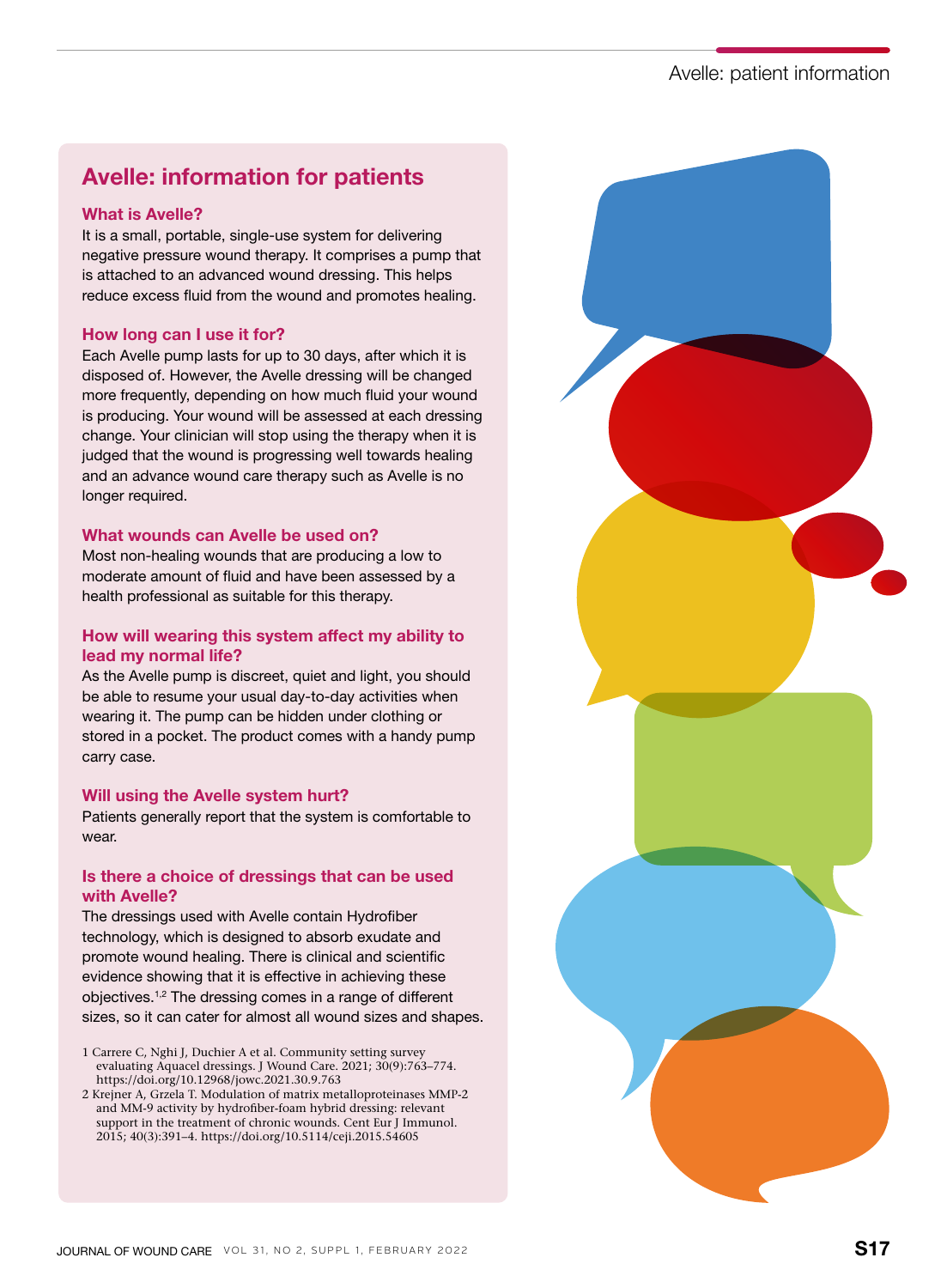## Avelle: information for patients

### What is Avelle?

It is a small, portable, single-use system for delivering negative pressure wound therapy. It comprises a pump that is attached to an advanced wound dressing. This helps reduce excess fluid from the wound and promotes healing.

### How long can I use it for?

Each Avelle pump lasts for up to 30 days, after which it is disposed of. However, the Avelle dressing will be changed more frequently, depending on how much fluid your wound is producing. Your wound will be assessed at each dressing change. Your clinician will stop using the therapy when it is judged that the wound is progressing well towards healing and an advance wound care therapy such as Avelle is no longer required.

### What wounds can Avelle be used on?

Most non-healing wounds that are producing a low to moderate amount of fluid and have been assessed by a health professional as suitable for this therapy.

### How will wearing this system affect my ability to lead my normal life?

As the Avelle pump is discreet, quiet and light, you should be able to resume your usual day-to-day activities when wearing it. The pump can be hidden under clothing or stored in a pocket. The product comes with a handy pump carry case.

### Will using the Avelle system hurt?

Patients generally report that the system is comfortable to wear.

### Is there a choice of dressings that can be used with Avelle?

The dressings used with Avelle contain Hydrofiber technology, which is designed to absorb exudate and promote wound healing. There is clinical and scientific evidence showing that it is effective in achieving these objectives.[1,2] The dressing comes in a range of different sizes, so it can cater for almost all wound sizes and shapes.

1 Carrere C, Nghi J, Duchier A et al. Community setting survey evaluating Aquacel dressings. J Wound Care. 2021; 30(9):763–774. https://doi.org/10.12968/jowc.2021.30.9.763

2 Krejner A, Grzela T. Modulation of matrix metalloproteinases MMP-2 and MM-9 activity by hydrofiber-foam hybrid dressing: relevant support in the treatment of chronic wounds. Cent Eur J Immunol. 2015; 40(3):391–4. https://doi.org/10.5114/ceji.2015.54605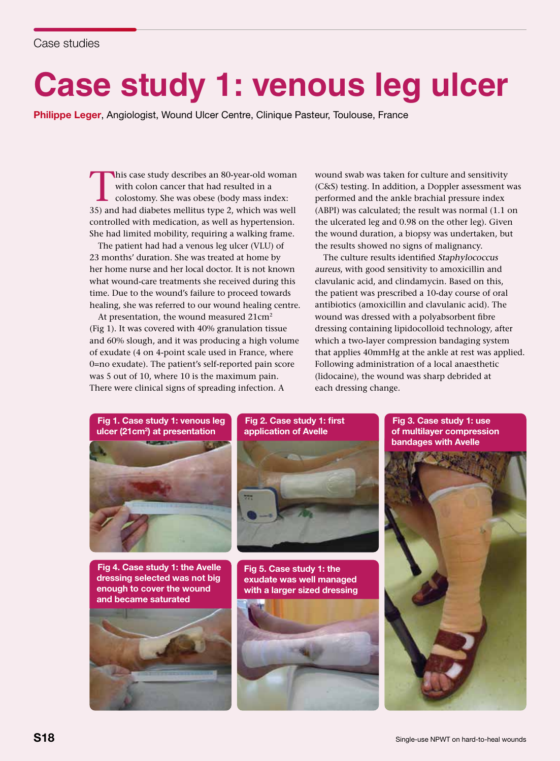Case studies

# Case study 1: venous leg ulcer

**Philippe Leger**, Angiologist, Wound Ulcer Centre, Clinique Pasteur, Toulouse, France

This case study describes an 80-year-old woman with colon cancer that had resulted in a colostomy. She was obese (body mass index: 35) and had diabetes mellitus type 2, which was well controlled with medication, as well as hypertension. She had limited mobility, requiring a walking frame.

The patient had had a venous leg ulcer (VLU) of 23 months' duration. She was treated at home by her home nurse and her local doctor. It is not known what wound-care treatments she received during this time. Due to the wound's failure to proceed towards healing, she was referred to our wound healing centre.

At presentation, the wound measured 21cm$^2$ (Fig 1). It was covered with 40% granulation tissue and 60% slough, and it was producing a high volume of exudate (4 on 4-point scale used in France, where 0=no exudate). The patient's self-reported pain score was 5 out of 10, where 10 is the maximum pain. There were clinical signs of spreading infection. A wound swab was taken for culture and sensitivity (C&S) testing. In addition, a Doppler assessment was performed and the ankle brachial pressure index (ABPI) was calculated; the result was normal (1.1 on the ulcerated leg and 0.98 on the other leg). Given the wound duration, a biopsy was undertaken, but the results showed no signs of malignancy.

The culture results identified *Staphylococcus aureus*, with good sensitivity to amoxicillin and clavulanic acid, and clindamycin. Based on this, the patient was prescribed a 10-day course of oral antibiotics (amoxicillin and clavulanic acid). The wound was dressed with a polyabsorbent fibre dressing containing lipidocolloid technology, after which a two-layer compression bandaging system that applies 40mmHg at the ankle at rest was applied. Following administration of a local anaesthetic (lidocaine), the wound was sharp debrided at each dressing change.

**Fig 1. Case study 1: venous leg ulcer (21cm$^2$) at presentation**

**Fig 2. Case study 1: first application of Avelle**

**Fig 3. Case study 1: use of multilayer compression bandages with Avelle**

**Fig 4. Case study 1: the Avelle dressing selected was not big enough to cover the wound and became saturated**

**Fig 5. Case study 1: the exudate was well managed with a larger sized dressing**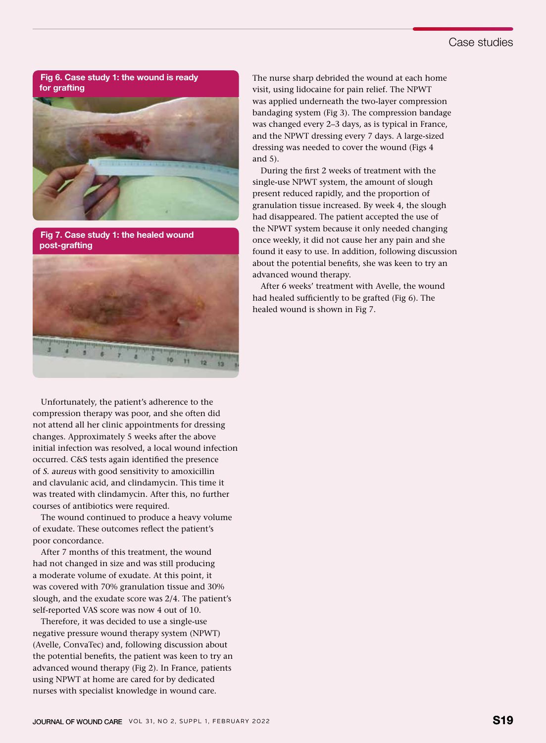Fig 6. Case study 1: the wound is ready for grafting

Fig 7. Case study 1: the healed wound post-grafting

Unfortunately, the patient's adherence to the compression therapy was poor, and she often did not attend all her clinic appointments for dressing changes. Approximately 5 weeks after the above initial infection was resolved, a local wound infection occurred. C&S tests again identified the presence of *S. aureus* with good sensitivity to amoxicillin and clavulanic acid, and clindamycin. This time it was treated with clindamycin. After this, no further courses of antibiotics were required.

The wound continued to produce a heavy volume of exudate. These outcomes reflect the patient's poor concordance.

After 7 months of this treatment, the wound had not changed in size and was still producing a moderate volume of exudate. At this point, it was covered with 70% granulation tissue and 30% slough, and the exudate score was 2/4. The patient's self-reported VAS score was now 4 out of 10.

Therefore, it was decided to use a single-use negative pressure wound therapy system (NPWT) (Avelle, ConvaTec) and, following discussion about the potential benefits, the patient was keen to try an advanced wound therapy (Fig 2). In France, patients using NPWT at home are cared for by dedicated nurses with specialist knowledge in wound care.

The nurse sharp debrided the wound at each home visit, using lidocaine for pain relief. The NPWT was applied underneath the two-layer compression bandaging system (Fig 3). The compression bandage was changed every 2–3 days, as is typical in France, and the NPWT dressing every 7 days. A large-sized dressing was needed to cover the wound (Figs 4 and 5).

During the first 2 weeks of treatment with the single-use NPWT system, the amount of slough present reduced rapidly, and the proportion of granulation tissue increased. By week 4, the slough had disappeared. The patient accepted the use of the NPWT system because it only needed changing once weekly, it did not cause her any pain and she found it easy to use. In addition, following discussion about the potential benefits, she was keen to try an advanced wound therapy.

After 6 weeks' treatment with Avelle, the wound had healed sufficiently to be grafted (Fig 6). The healed wound is shown in Fig 7.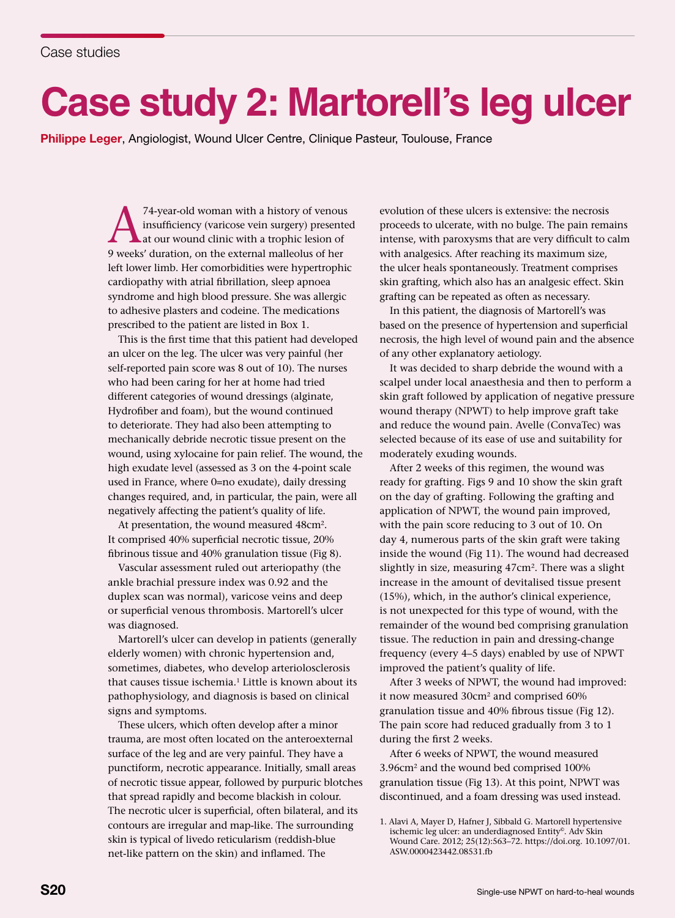Case studies

# Case study 2: Martorell's leg ulcer

**Philippe Leger**, Angiologist, Wound Ulcer Centre, Clinique Pasteur, Toulouse, France

A 74-year-old woman with a history of venous insufficiency (varicose vein surgery) presented at our wound clinic with a trophic lesion of 9 weeks' duration, on the external malleolus of her left lower limb. Her comorbidities were hypertrophic cardiopathy with atrial fibrillation, sleep apnoea syndrome and high blood pressure. She was allergic to adhesive plasters and codeine. The medications prescribed to the patient are listed in Box 1.

This is the first time that this patient had developed an ulcer on the leg. The ulcer was very painful (her self-reported pain score was 8 out of 10). The nurses who had been caring for her at home had tried different categories of wound dressings (alginate, Hydrofiber and foam), but the wound continued to deteriorate. They had also been attempting to mechanically debride necrotic tissue present on the wound, using xylocaine for pain relief. The wound, the high exudate level (assessed as 3 on the 4-point scale used in France, where 0=no exudate), daily dressing changes required, and, in particular, the pain, were all negatively affecting the patient's quality of life.

At presentation, the wound measured 48cm². It comprised 40% superficial necrotic tissue, 20% fibrinous tissue and 40% granulation tissue (Fig 8).

Vascular assessment ruled out arteriopathy (the ankle brachial pressure index was 0.92 and the duplex scan was normal), varicose veins and deep or superficial venous thrombosis. Martorell's ulcer was diagnosed.

Martorell's ulcer can develop in patients (generally elderly women) with chronic hypertension and, sometimes, diabetes, who develop arteriolosclerosis that causes tissue ischemia.[1] Little is known about its pathophysiology, and diagnosis is based on clinical signs and symptoms.

These ulcers, which often develop after a minor trauma, are most often located on the anteroexternal surface of the leg and are very painful. They have a punctiform, necrotic appearance. Initially, small areas of necrotic tissue appear, followed by purpuric blotches that spread rapidly and become blackish in colour. The necrotic ulcer is superficial, often bilateral, and its contours are irregular and map-like. The surrounding skin is typical of livedo reticularism (reddish-blue net-like pattern on the skin) and inflamed. The evolution of these ulcers is extensive: the necrosis proceeds to ulcerate, with no bulge. The pain remains intense, with paroxysms that are very difficult to calm with analgesics. After reaching its maximum size, the ulcer heals spontaneously. Treatment comprises skin grafting, which also has an analgesic effect. Skin grafting can be repeated as often as necessary.

In this patient, the diagnosis of Martorell's was based on the presence of hypertension and superficial necrosis, the high level of wound pain and the absence of any other explanatory aetiology.

It was decided to sharp debride the wound with a scalpel under local anaesthesia and then to perform a skin graft followed by application of negative pressure wound therapy (NPWT) to help improve graft take and reduce the wound pain. Avelle (ConvaTec) was selected because of its ease of use and suitability for moderately exuding wounds.

After 2 weeks of this regimen, the wound was ready for grafting. Figs 9 and 10 show the skin graft on the day of grafting. Following the grafting and application of NPWT, the wound pain improved, with the pain score reducing to 3 out of 10. On day 4, numerous parts of the skin graft were taking inside the wound (Fig 11). The wound had decreased slightly in size, measuring 47cm². There was a slight increase in the amount of devitalised tissue present (15%), which, in the author's clinical experience, is not unexpected for this type of wound, with the remainder of the wound bed comprising granulation tissue. The reduction in pain and dressing-change frequency (every 4–5 days) enabled by use of NPWT improved the patient's quality of life.

After 3 weeks of NPWT, the wound had improved: it now measured 30cm² and comprised 60% granulation tissue and 40% fibrous tissue (Fig 12). The pain score had reduced gradually from 3 to 1 during the first 2 weeks.

After 6 weeks of NPWT, the wound measured 3.96cm² and the wound bed comprised 100% granulation tissue (Fig 13). At this point, NPWT was discontinued, and a foam dressing was used instead.

1. Alavi A, Mayer D, Hafner J, Sibbald G. Martorell hypertensive ischemic leg ulcer: an underdiagnosed Entity©. Adv Skin Wound Care. 2012; 25(12):563–72. https://doi.org. 10.1097/01.ASW.0000423442.08531.fb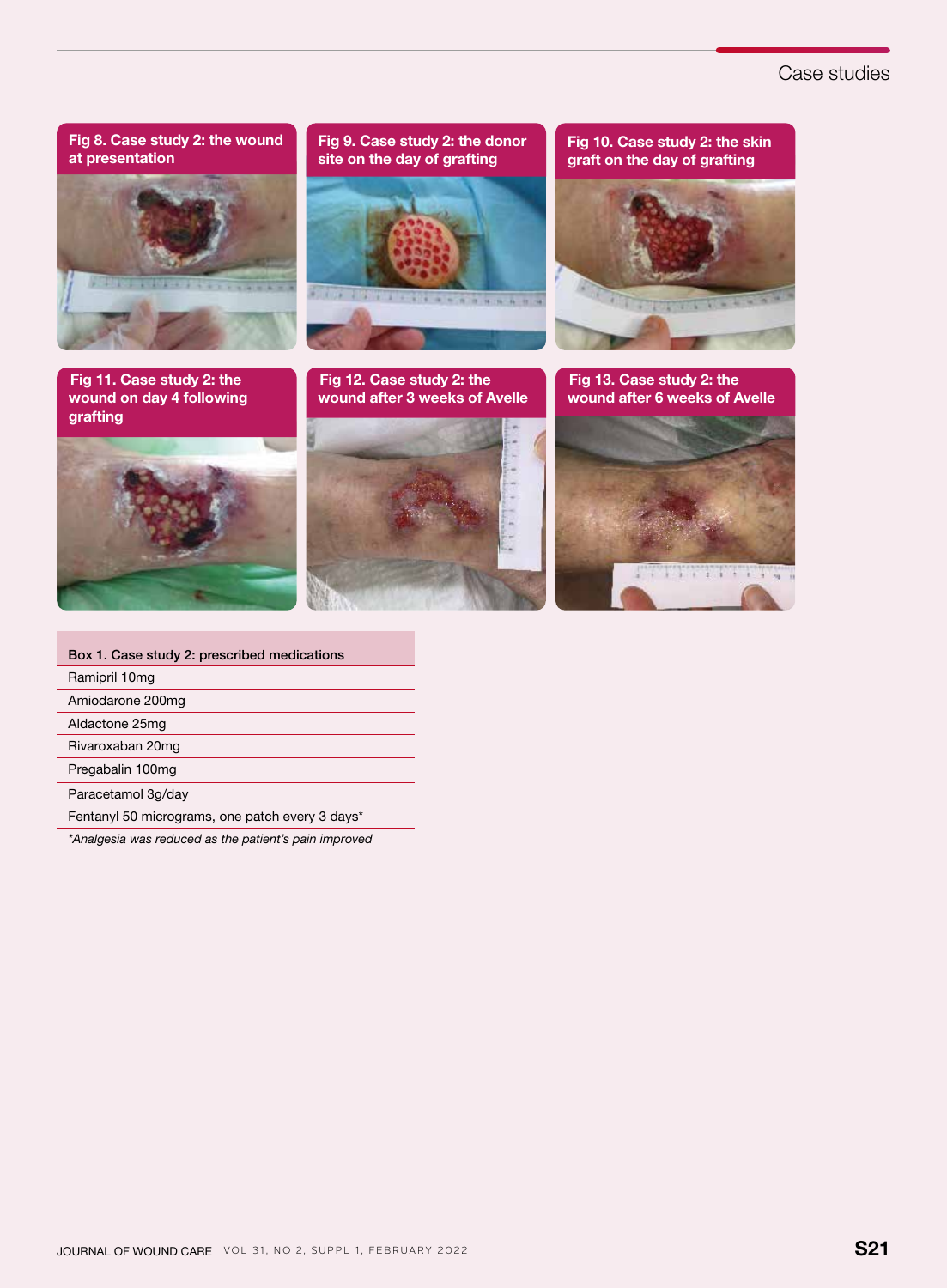Fig 8. Case study 2: the wound at presentation

Fig 9. Case study 2: the donor site on the day of grafting

Fig 10. Case study 2: the skin graft on the day of grafting

Fig 11. Case study 2: the wound on day 4 following grafting

Fig 12. Case study 2: the wound after 3 weeks of Avelle

Fig 13. Case study 2: the wound after 6 weeks of Avelle

| Box 1. Case study 2: prescribed medications |
| --- |
| Ramipril 10mg |
| Amiodarone 200mg |
| Aldactone 25mg |
| Rivaroxaban 20mg |
| Pregabalin 100mg |
| Paracetamol 3g/day |
| Fentanyl 50 micrograms, one patch every 3 days* |

*Analgesia was reduced as the patient's pain improved*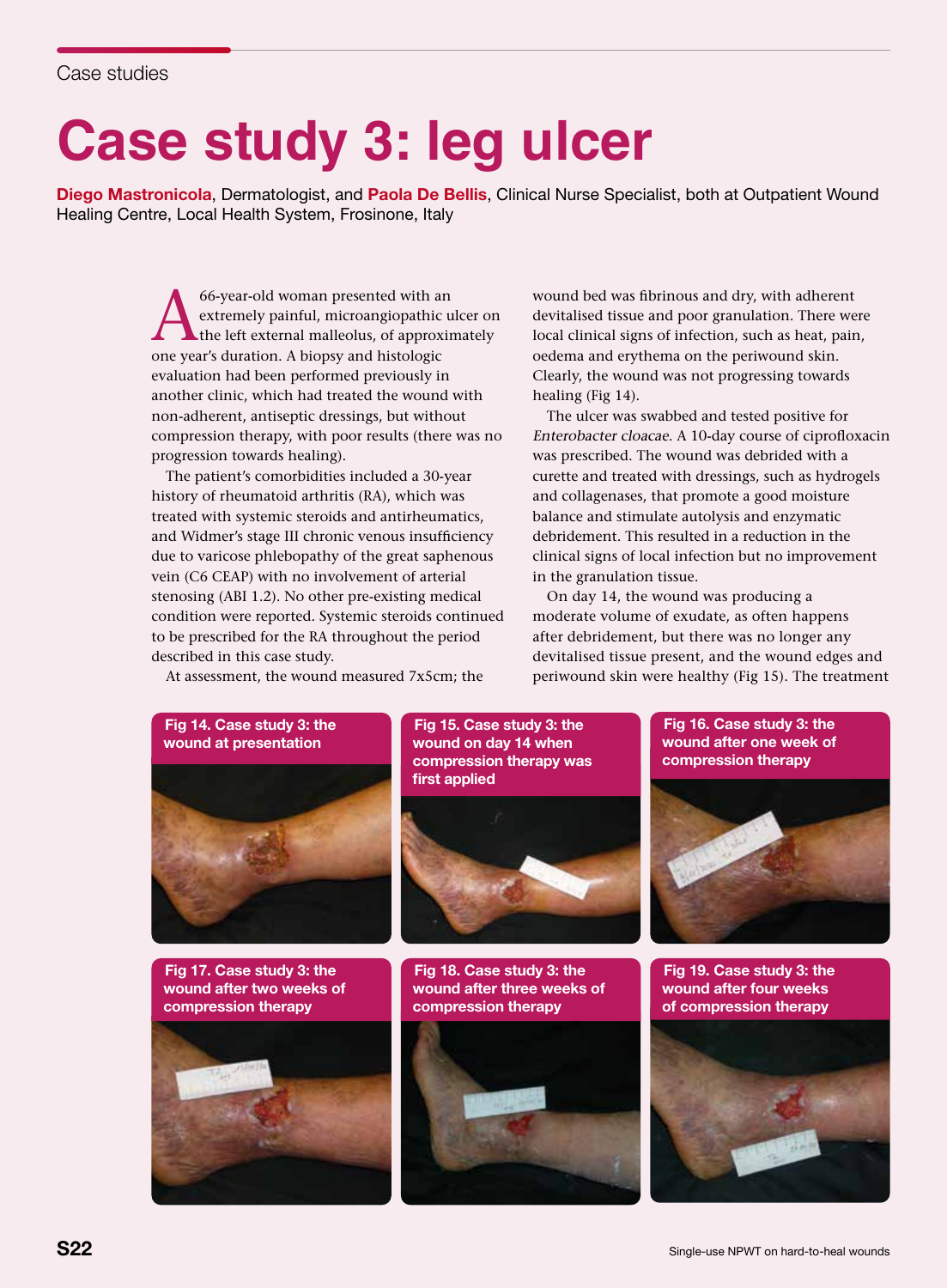Case studies

# Case study 3: leg ulcer

**Diego Mastronicola**, Dermatologist, and **Paola De Bellis**, Clinical Nurse Specialist, both at Outpatient Wound Healing Centre, Local Health System, Frosinone, Italy

A 66-year-old woman presented with an extremely painful, microangiopathic ulcer on the left external malleolus, of approximately one year's duration. A biopsy and histologic evaluation had been performed previously in another clinic, which had treated the wound with non-adherent, antiseptic dressings, but without compression therapy, with poor results (there was no progression towards healing).

The patient's comorbidities included a 30-year history of rheumatoid arthritis (RA), which was treated with systemic steroids and antirheumatics, and Widmer's stage III chronic venous insufficiency due to varicose phlebopathy of the great saphenous vein (C6 CEAP) with no involvement of arterial stenosing (ABI 1.2). No other pre-existing medical condition were reported. Systemic steroids continued to be prescribed for the RA throughout the period described in this case study.

At assessment, the wound measured 7x5cm; the wound bed was fibrinous and dry, with adherent devitalised tissue and poor granulation. There were local clinical signs of infection, such as heat, pain, oedema and erythema on the periwound skin. Clearly, the wound was not progressing towards healing (Fig 14).

The ulcer was swabbed and tested positive for *Enterobacter cloacae*. A 10-day course of ciprofloxacin was prescribed. The wound was debrided with a curette and treated with dressings, such as hydrogels and collagenases, that promote a good moisture balance and stimulate autolysis and enzymatic debridement. This resulted in a reduction in the clinical signs of local infection but no improvement in the granulation tissue.

On day 14, the wound was producing a moderate volume of exudate, as often happens after debridement, but there was no longer any devitalised tissue present, and the wound edges and periwound skin were healthy (Fig 15). The treatment

**Fig 14. Case study 3: the wound at presentation**

**Fig 15. Case study 3: the wound on day 14 when compression therapy was first applied**

**Fig 16. Case study 3: the wound after one week of compression therapy**

**Fig 17. Case study 3: the wound after two weeks of compression therapy**

**Fig 18. Case study 3: the wound after three weeks of compression therapy**

**Fig 19. Case study 3: the wound after four weeks of compression therapy**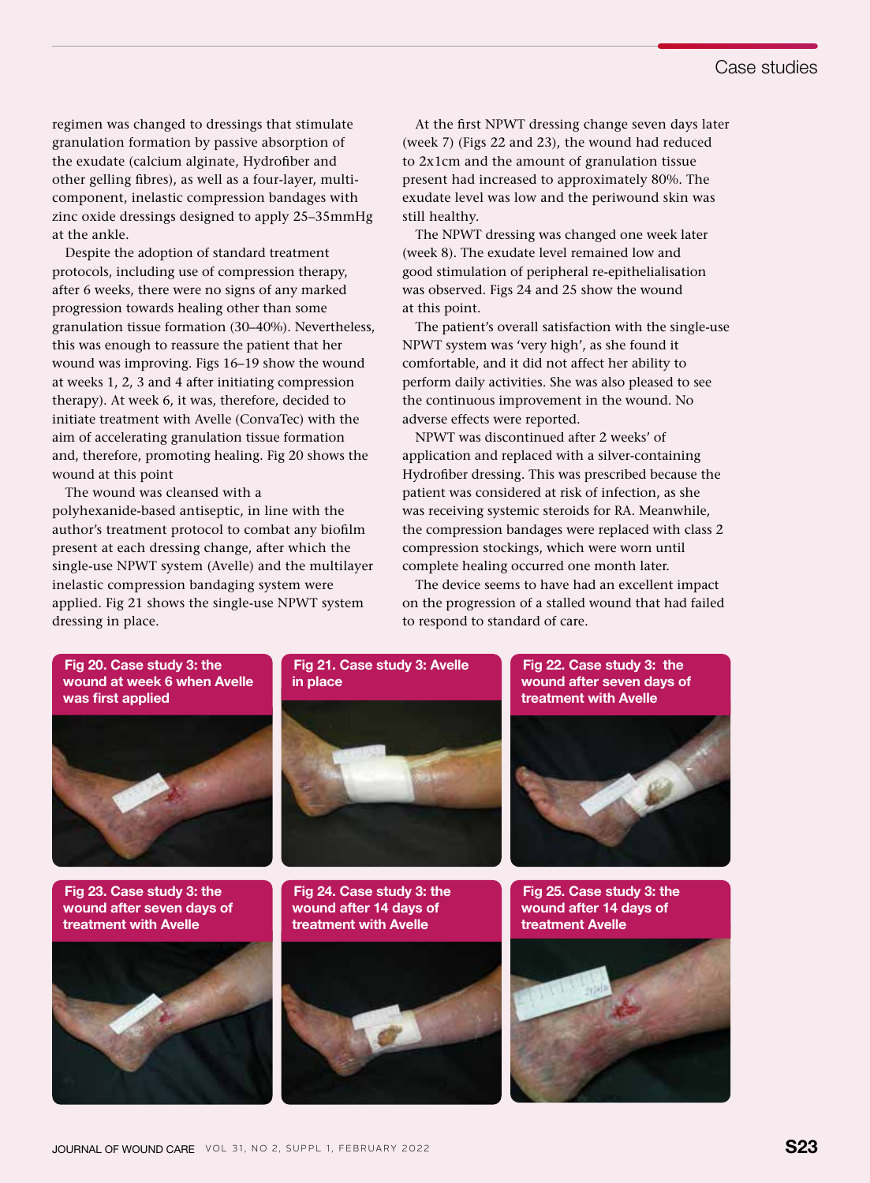regimen was changed to dressings that stimulate granulation formation by passive absorption of the exudate (calcium alginate, Hydrofiber and other gelling fibres), as well as a four-layer, multi-component, inelastic compression bandages with zinc oxide dressings designed to apply 25–35mmHg at the ankle.

Despite the adoption of standard treatment protocols, including use of compression therapy, after 6 weeks, there were no signs of any marked progression towards healing other than some granulation tissue formation (30–40%). Nevertheless, this was enough to reassure the patient that her wound was improving. Figs 16–19 show the wound at weeks 1, 2, 3 and 4 after initiating compression therapy). At week 6, it was, therefore, decided to initiate treatment with Avelle (ConvaTec) with the aim of accelerating granulation tissue formation and, therefore, promoting healing. Fig 20 shows the wound at this point

The wound was cleansed with a polyhexanide-based antiseptic, in line with the author's treatment protocol to combat any biofilm present at each dressing change, after which the single-use NPWT system (Avelle) and the multilayer inelastic compression bandaging system were applied. Fig 21 shows the single-use NPWT system dressing in place.

At the first NPWT dressing change seven days later (week 7) (Figs 22 and 23), the wound had reduced to 2x1cm and the amount of granulation tissue present had increased to approximately 80%. The exudate level was low and the periwound skin was still healthy.

The NPWT dressing was changed one week later (week 8). The exudate level remained low and good stimulation of peripheral re-epithelialisation was observed. Figs 24 and 25 show the wound at this point.

The patient's overall satisfaction with the single-use NPWT system was 'very high', as she found it comfortable, and it did not affect her ability to perform daily activities. She was also pleased to see the continuous improvement in the wound. No adverse effects were reported.

NPWT was discontinued after 2 weeks' of application and replaced with a silver-containing Hydrofiber dressing. This was prescribed because the patient was considered at risk of infection, as she was receiving systemic steroids for RA. Meanwhile, the compression bandages were replaced with class 2 compression stockings, which were worn until complete healing occurred one month later.

The device seems to have had an excellent impact on the progression of a stalled wound that had failed to respond to standard of care.

**Fig 20. Case study 3: the wound at week 6 when Avelle was first applied**

**Fig 21. Case study 3: Avelle in place**

**Fig 22. Case study 3: the wound after seven days of treatment with Avelle**

**Fig 23. Case study 3: the wound after seven days of treatment with Avelle**

**Fig 24. Case study 3: the wound after 14 days of treatment with Avelle**

**Fig 25. Case study 3: the wound after 14 days of treatment Avelle**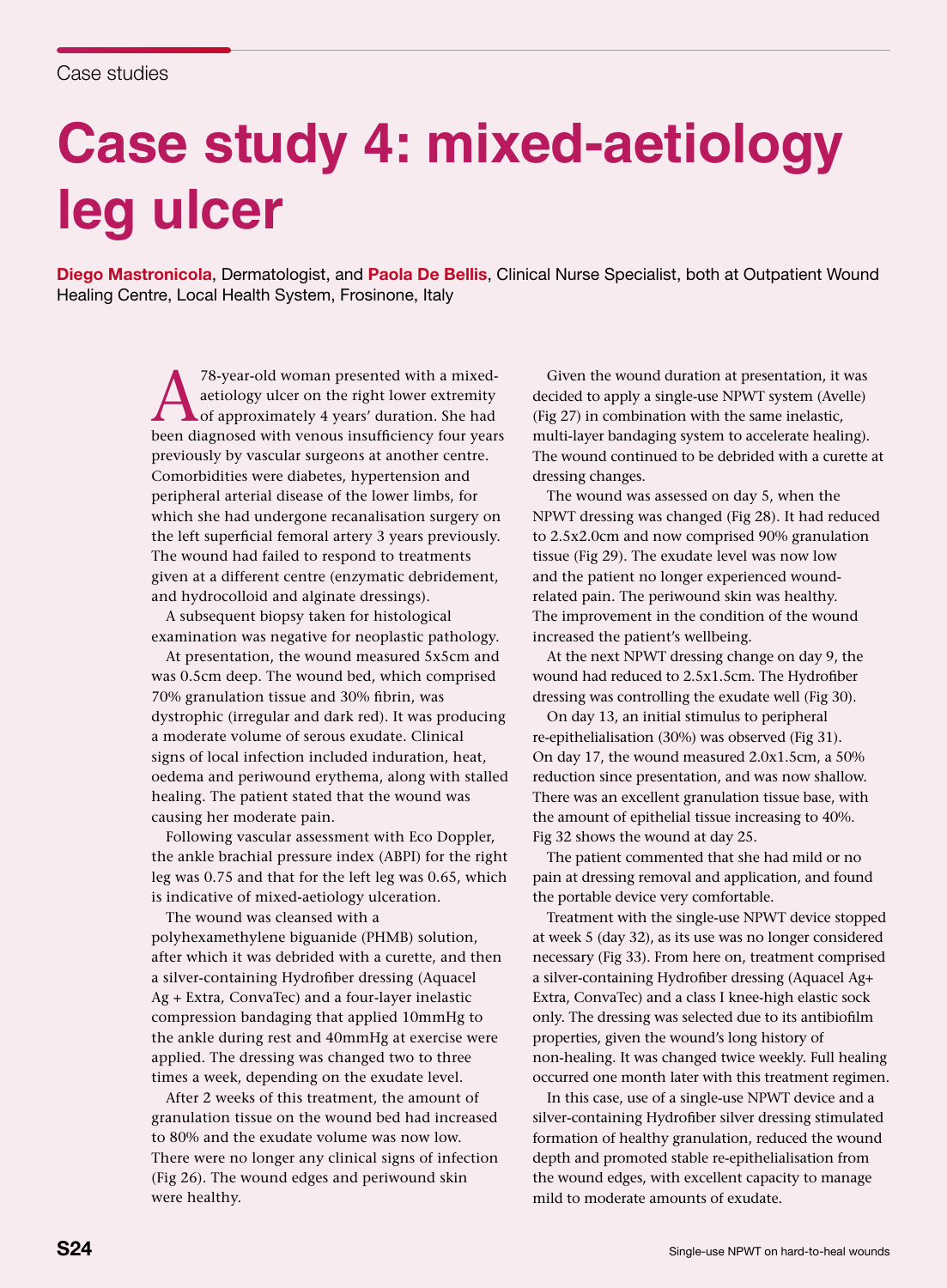Case studies

# Case study 4: mixed-aetiology leg ulcer

**Diego Mastronicola**, Dermatologist, and **Paola De Bellis**, Clinical Nurse Specialist, both at Outpatient Wound Healing Centre, Local Health System, Frosinone, Italy

A 78-year-old woman presented with a mixed-aetiology ulcer on the right lower extremity of approximately 4 years' duration. She had been diagnosed with venous insufficiency four years previously by vascular surgeons at another centre. Comorbidities were diabetes, hypertension and peripheral arterial disease of the lower limbs, for which she had undergone recanalisation surgery on the left superficial femoral artery 3 years previously. The wound had failed to respond to treatments given at a different centre (enzymatic debridement, and hydrocolloid and alginate dressings).

A subsequent biopsy taken for histological examination was negative for neoplastic pathology.

At presentation, the wound measured 5x5cm and was 0.5cm deep. The wound bed, which comprised 70% granulation tissue and 30% fibrin, was dystrophic (irregular and dark red). It was producing a moderate volume of serous exudate. Clinical signs of local infection included induration, heat, oedema and periwound erythema, along with stalled healing. The patient stated that the wound was causing her moderate pain.

Following vascular assessment with Eco Doppler, the ankle brachial pressure index (ABPI) for the right leg was 0.75 and that for the left leg was 0.65, which is indicative of mixed-aetiology ulceration.

The wound was cleansed with a polyhexamethylene biguanide (PHMB) solution, after which it was debrided with a curette, and then a silver-containing Hydrofiber dressing (Aquacel Ag + Extra, ConvaTec) and a four-layer inelastic compression bandaging that applied 10mmHg to the ankle during rest and 40mmHg at exercise were applied. The dressing was changed two to three times a week, depending on the exudate level.

After 2 weeks of this treatment, the amount of granulation tissue on the wound bed had increased to 80% and the exudate volume was now low. There were no longer any clinical signs of infection (Fig 26). The wound edges and periwound skin were healthy.

Given the wound duration at presentation, it was decided to apply a single-use NPWT system (Avelle) (Fig 27) in combination with the same inelastic, multi-layer bandaging system to accelerate healing). The wound continued to be debrided with a curette at dressing changes.

The wound was assessed on day 5, when the NPWT dressing was changed (Fig 28). It had reduced to 2.5x2.0cm and now comprised 90% granulation tissue (Fig 29). The exudate level was now low and the patient no longer experienced wound-related pain. The periwound skin was healthy. The improvement in the condition of the wound increased the patient's wellbeing.

At the next NPWT dressing change on day 9, the wound had reduced to 2.5x1.5cm. The Hydrofiber dressing was controlling the exudate well (Fig 30).

On day 13, an initial stimulus to peripheral re-epithelialisation (30%) was observed (Fig 31). On day 17, the wound measured 2.0x1.5cm, a 50% reduction since presentation, and was now shallow. There was an excellent granulation tissue base, with the amount of epithelial tissue increasing to 40%. Fig 32 shows the wound at day 25.

The patient commented that she had mild or no pain at dressing removal and application, and found the portable device very comfortable.

Treatment with the single-use NPWT device stopped at week 5 (day 32), as its use was no longer considered necessary (Fig 33). From here on, treatment comprised a silver-containing Hydrofiber dressing (Aquacel Ag+ Extra, ConvaTec) and a class I knee-high elastic sock only. The dressing was selected due to its antibiofilm properties, given the wound's long history of non-healing. It was changed twice weekly. Full healing occurred one month later with this treatment regimen.

In this case, use of a single-use NPWT device and a silver-containing Hydrofiber silver dressing stimulated formation of healthy granulation, reduced the wound depth and promoted stable re-epithelialisation from the wound edges, with excellent capacity to manage mild to moderate amounts of exudate.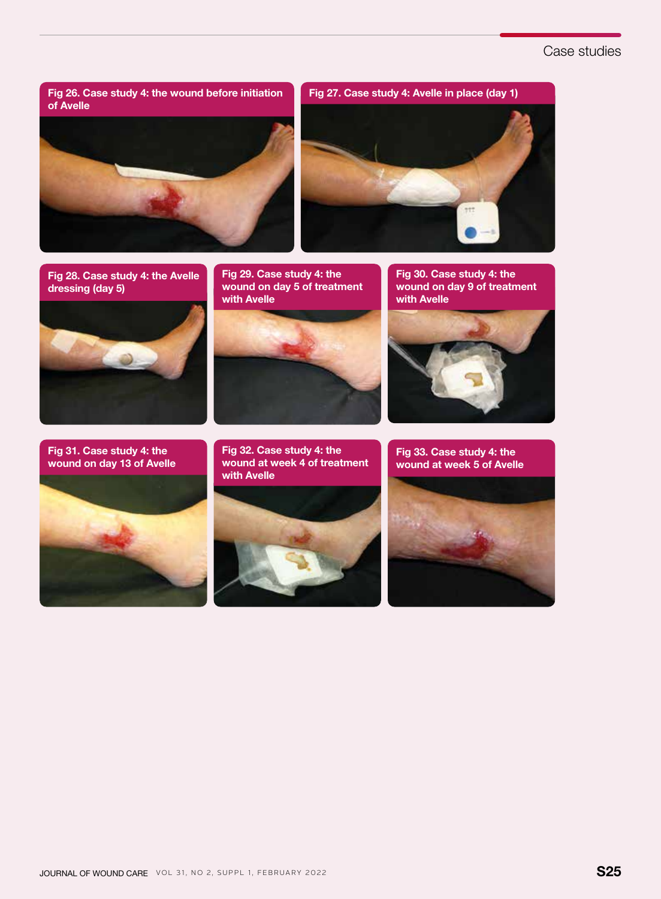Fig 26. Case study 4: the wound before initiation of Avelle

Fig 27. Case study 4: Avelle in place (day 1)

Fig 28. Case study 4: the Avelle dressing (day 5)

Fig 29. Case study 4: the wound on day 5 of treatment with Avelle

Fig 30. Case study 4: the wound on day 9 of treatment with Avelle

Fig 31. Case study 4: the wound on day 13 of Avelle

Fig 32. Case study 4: the wound at week 4 of treatment with Avelle

Fig 33. Case study 4: the wound at week 5 of Avelle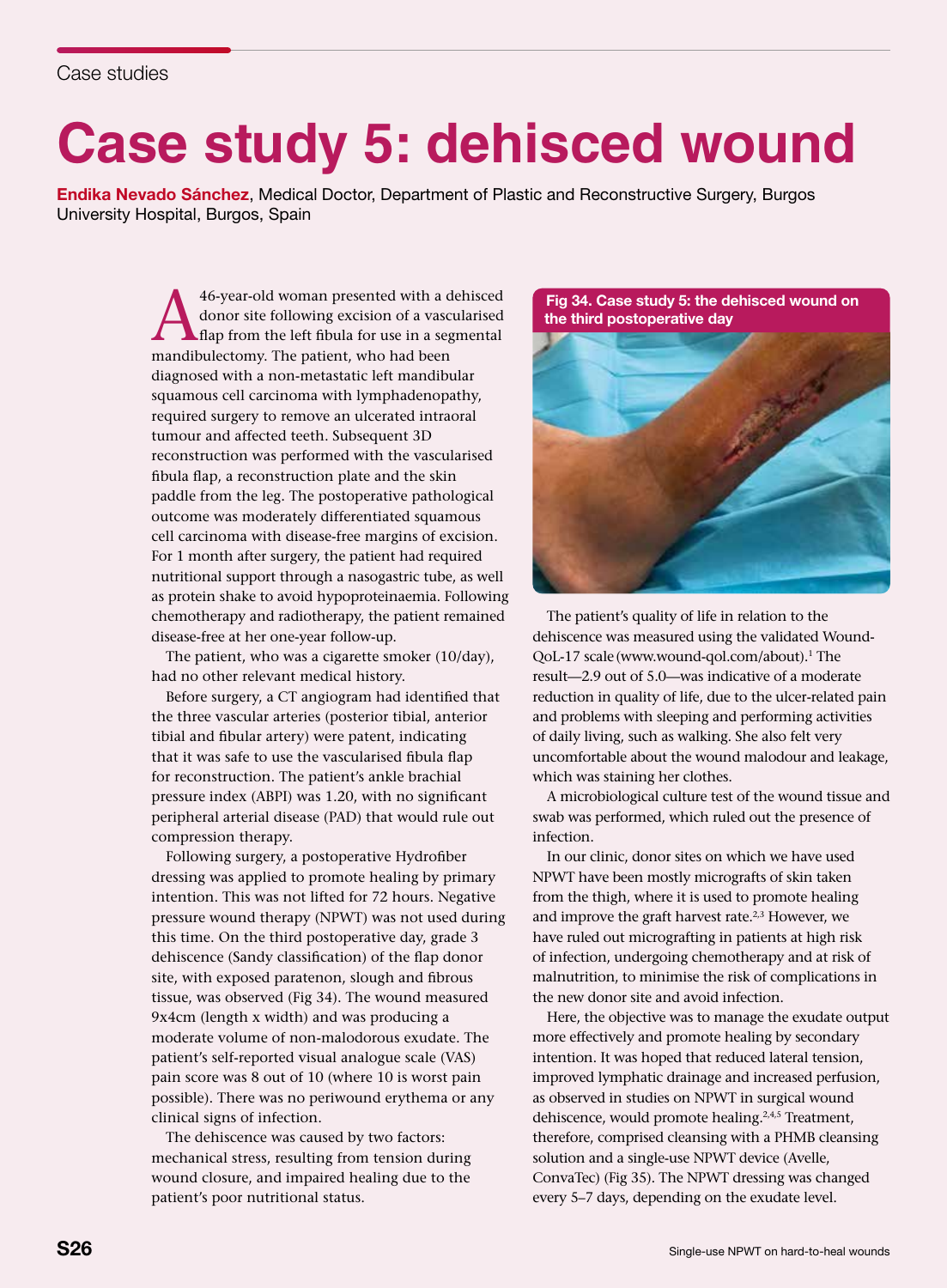Case studies

# Case study 5: dehisced wound

**Endika Nevado Sánchez**, Medical Doctor, Department of Plastic and Reconstructive Surgery, Burgos University Hospital, Burgos, Spain

A 46-year-old woman presented with a dehisced donor site following excision of a vascularised flap from the left fibula for use in a segmental mandibulectomy. The patient, who had been diagnosed with a non-metastatic left mandibular squamous cell carcinoma with lymphadenopathy, required surgery to remove an ulcerated intraoral tumour and affected teeth. Subsequent 3D reconstruction was performed with the vascularised fibula flap, a reconstruction plate and the skin paddle from the leg. The postoperative pathological outcome was moderately differentiated squamous cell carcinoma with disease-free margins of excision. For 1 month after surgery, the patient had required nutritional support through a nasogastric tube, as well as protein shake to avoid hypoproteinaemia. Following chemotherapy and radiotherapy, the patient remained disease-free at her one-year follow-up.

The patient, who was a cigarette smoker (10/day), had no other relevant medical history.

Before surgery, a CT angiogram had identified that the three vascular arteries (posterior tibial, anterior tibial and fibular artery) were patent, indicating that it was safe to use the vascularised fibula flap for reconstruction. The patient's ankle brachial pressure index (ABPI) was 1.20, with no significant peripheral arterial disease (PAD) that would rule out compression therapy.

Following surgery, a postoperative Hydrofiber dressing was applied to promote healing by primary intention. This was not lifted for 72 hours. Negative pressure wound therapy (NPWT) was not used during this time. On the third postoperative day, grade 3 dehiscence (Sandy classification) of the flap donor site, with exposed paratenon, slough and fibrous tissue, was observed (Fig 34). The wound measured 9x4cm (length x width) and was producing a moderate volume of non-malodorous exudate. The patient's self-reported visual analogue scale (VAS) pain score was 8 out of 10 (where 10 is worst pain possible). There was no periwound erythema or any clinical signs of infection.

The dehiscence was caused by two factors: mechanical stress, resulting from tension during wound closure, and impaired healing due to the patient's poor nutritional status.

**Fig 34. Case study 5: the dehisced wound on the third postoperative day**

The patient's quality of life in relation to the dehiscence was measured using the validated Wound-QoL-17 scale (www.wound-qol.com/about).[1] The result—2.9 out of 5.0—was indicative of a moderate reduction in quality of life, due to the ulcer-related pain and problems with sleeping and performing activities of daily living, such as walking. She also felt very uncomfortable about the wound malodour and leakage, which was staining her clothes.

A microbiological culture test of the wound tissue and swab was performed, which ruled out the presence of infection.

In our clinic, donor sites on which we have used NPWT have been mostly micrografts of skin taken from the thigh, where it is used to promote healing and improve the graft harvest rate.[2,3] However, we have ruled out micrografting in patients at high risk of infection, undergoing chemotherapy and at risk of malnutrition, to minimise the risk of complications in the new donor site and avoid infection.

Here, the objective was to manage the exudate output more effectively and promote healing by secondary intention. It was hoped that reduced lateral tension, improved lymphatic drainage and increased perfusion, as observed in studies on NPWT in surgical wound dehiscence, would promote healing.[2,4,5] Treatment, therefore, comprised cleansing with a PHMB cleansing solution and a single-use NPWT device (Avelle, ConvaTec) (Fig 35). The NPWT dressing was changed every 5–7 days, depending on the exudate level.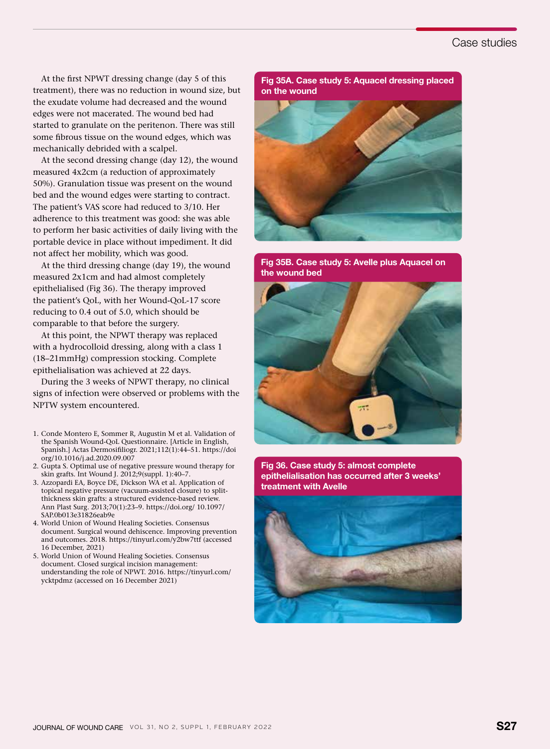At the first NPWT dressing change (day 5 of this treatment), there was no reduction in wound size, but the exudate volume had decreased and the wound edges were not macerated. The wound bed had started to granulate on the peritenon. There was still some fibrous tissue on the wound edges, which was mechanically debrided with a scalpel.

At the second dressing change (day 12), the wound measured 4x2cm (a reduction of approximately 50%). Granulation tissue was present on the wound bed and the wound edges were starting to contract. The patient's VAS score had reduced to 3/10. Her adherence to this treatment was good: she was able to perform her basic activities of daily living with the portable device in place without impediment. It did not affect her mobility, which was good.

At the third dressing change (day 19), the wound measured 2x1cm and had almost completely epithelialised (Fig 36). The therapy improved the patient's QoL, with her Wound-QoL-17 score reducing to 0.4 out of 5.0, which should be comparable to that before the surgery.

At this point, the NPWT therapy was replaced with a hydrocolloid dressing, along with a class 1 (18–21mmHg) compression stocking. Complete epithelialisation was achieved at 22 days.

During the 3 weeks of NPWT therapy, no clinical signs of infection were observed or problems with the NPTW system encountered.

1. Conde Montero E, Sommer R, Augustin M et al. Validation of the Spanish Wound-QoL Questionnaire. [Article in English, Spanish.] Actas Dermosifiliogr. 2021;112(1):44–51. https://doi org/10.1016/j.ad.2020.09.007
2. Gupta S. Optimal use of negative pressure wound therapy for skin grafts. Int Wound J. 2012;9(suppl. 1):40–7.
3. Azzopardi EA, Boyce DE, Dickson WA et al. Application of topical negative pressure (vacuum-assisted closure) to split-thickness skin grafts: a structured evidence-based review. Ann Plast Surg. 2013;70(1):23–9. https://doi.org/ 10.1097/ SAP.0b013e31826eab9e
4. World Union of Wound Healing Societies. Consensus document. Surgical wound dehiscence. Improving prevention and outcomes. 2018. https://tinyurl.com/y2bw7ttf (accessed 16 December, 2021)
5. World Union of Wound Healing Societies. Consensus document. Closed surgical incision management: understanding the role of NPWT. 2016. https://tinyurl.com/ ycktpdmz (accessed on 16 December 2021)

**Fig 35A. Case study 5: Aquacel dressing placed on the wound**

**Fig 35B. Case study 5: Avelle plus Aquacel on the wound bed**

**Fig 36. Case study 5: almost complete epithelialisation has occurred after 3 weeks' treatment with Avelle**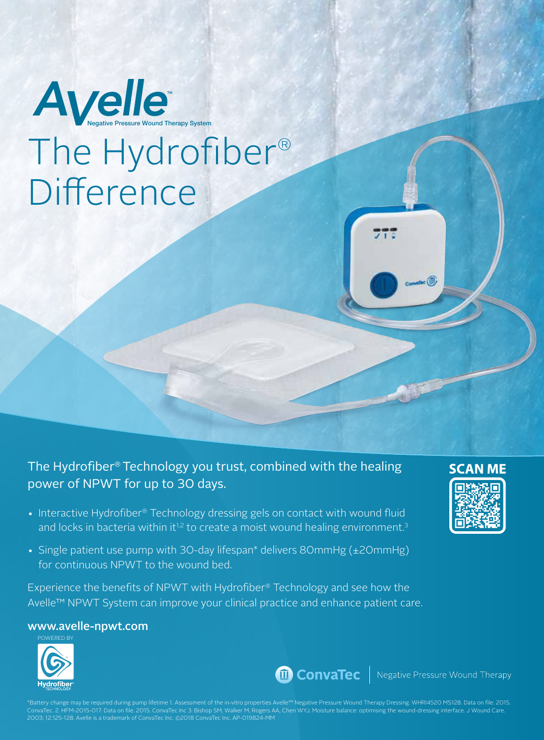# Avelle™

Negative Pressure Wound Therapy System

# The Hydrofiber® Difference

The Hydrofiber® Technology you trust, combined with the healing power of NPWT for up to 30 days.

- Interactive Hydrofiber® Technology dressing gels on contact with wound fluid and locks in bacteria within it[1,2] to create a moist wound healing environment.[3]
- Single patient use pump with 30-day lifespan* delivers 80mmHg (±20mmHg) for continuous NPWT to the wound bed.

Experience the benefits of NPWT with Hydrofiber® Technology and see how the Avelle™ NPWT System can improve your clinical practice and enhance patient care.

**SCAN ME**

**www.avelle-npwt.com**

POWERED BY Hydrofiber® TECHNOLOGY

ConvaTec | Negative Pressure Wound Therapy

*Battery change may be required during pump lifetime 1. Assessment of the in-vitro properties Avelle™ Negative Pressure Wound Therapy Dressing. WHRI4520 MS128. Data on file. 2015. ConvaTec. 2. HFM-2015-017. Data on file. 2015. ConvaTec Inc 3. Bishop SM, Walker M, Rogers AA, Chen WYJ. Moisture balance: optimising the wound-dressing interface. J Wound Care. 2003; 12:125-128. Avelle is a trademark of ConvaTec Inc. ©2018 ConvaTec Inc. AP-019824-MM